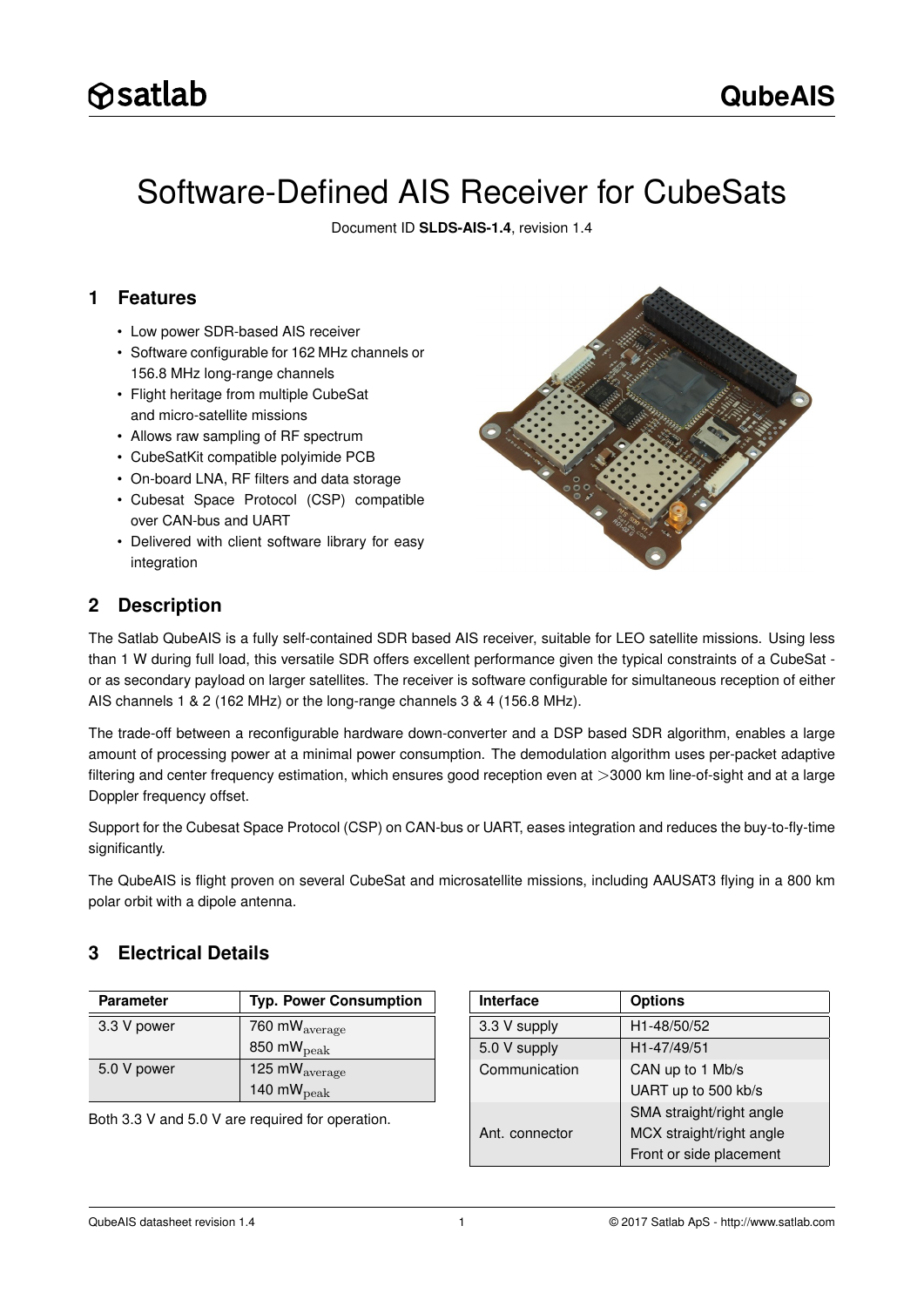satlab

QubeAIS

# Software-Defined AIS Receiver for CubeSats

Document ID **SLDS-AIS-1.4**, revision 1.4

## 1 Features

- Low power SDR-based AIS receiver
- Software configurable for 162 MHz channels or 156.8 MHz long-range channels
- Flight heritage from multiple CubeSat and micro-satellite missions
- Allows raw sampling of RF spectrum
- CubeSatKit compatible polyimide PCB
- On-board LNA, RF filters and data storage
- Cubesat Space Protocol (CSP) compatible over CAN-bus and UART
- Delivered with client software library for easy integration

## 2 Description

The Satlab QubeAIS is a fully self-contained SDR based AIS receiver, suitable for LEO satellite missions. Using less than 1 W during full load, this versatile SDR offers excellent performance given the typical constraints of a CubeSat - or as secondary payload on larger satellites. The receiver is software configurable for simultaneous reception of either AIS channels 1 & 2 (162 MHz) or the long-range channels 3 & 4 (156.8 MHz).

The trade-off between a reconfigurable hardware down-converter and a DSP based SDR algorithm, enables a large amount of processing power at a minimal power consumption. The demodulation algorithm uses per-packet adaptive filtering and center frequency estimation, which ensures good reception even at $>$3000 km line-of-sight and at a large Doppler frequency offset.

Support for the Cubesat Space Protocol (CSP) on CAN-bus or UART, eases integration and reduces the buy-to-fly-time significantly.

The QubeAIS is flight proven on several CubeSat and microsatellite missions, including AAUSAT3 flying in a 800 km polar orbit with a dipole antenna.

## 3 Electrical Details

| Parameter | Typ. Power Consumption |
|---|---|
| 3.3 V power | 760 $\text{mW}_{\text{average}}$ |
| | 850 $\text{mW}_{\text{peak}}$ |
| 5.0 V power | 125 $\text{mW}_{\text{average}}$ |
| | 140 $\text{mW}_{\text{peak}}$ |

Both 3.3 V and 5.0 V are required for operation.

| Interface | Options |
|---|---|
| 3.3 V supply | H1-48/50/52 |
| 5.0 V supply | H1-47/49/51 |
| Communication | CAN up to 1 Mb/s |
| | UART up to 500 kb/s |
| Ant. connector | SMA straight/right angle |
| | MCX straight/right angle |
| | Front or side placement |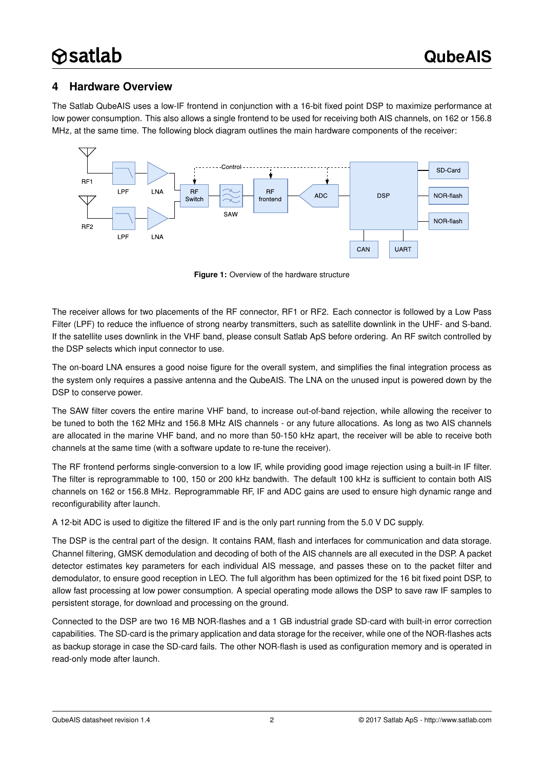## 4 Hardware Overview

The Satlab QubeAIS uses a low-IF frontend in conjunction with a 16-bit fixed point DSP to maximize performance at low power consumption. This also allows a single frontend to be used for receiving both AIS channels, on 162 or 156.8 MHz, at the same time. The following block diagram outlines the main hardware components of the receiver:

**Figure 1:** Overview of the hardware structure

The receiver allows for two placements of the RF connector, RF1 or RF2. Each connector is followed by a Low Pass Filter (LPF) to reduce the influence of strong nearby transmitters, such as satellite downlink in the UHF- and S-band. If the satellite uses downlink in the VHF band, please consult Satlab ApS before ordering. An RF switch controlled by the DSP selects which input connector to use.

The on-board LNA ensures a good noise figure for the overall system, and simplifies the final integration process as the system only requires a passive antenna and the QubeAIS. The LNA on the unused input is powered down by the DSP to conserve power.

The SAW filter covers the entire marine VHF band, to increase out-of-band rejection, while allowing the receiver to be tuned to both the 162 MHz and 156.8 MHz AIS channels - or any future allocations. As long as two AIS channels are allocated in the marine VHF band, and no more than 50-150 kHz apart, the receiver will be able to receive both channels at the same time (with a software update to re-tune the receiver).

The RF frontend performs single-conversion to a low IF, while providing good image rejection using a built-in IF filter. The filter is reprogrammable to 100, 150 or 200 kHz bandwith. The default 100 kHz is sufficient to contain both AIS channels on 162 or 156.8 MHz. Reprogrammable RF, IF and ADC gains are used to ensure high dynamic range and reconfigurability after launch.

A 12-bit ADC is used to digitize the filtered IF and is the only part running from the 5.0 V DC supply.

The DSP is the central part of the design. It contains RAM, flash and interfaces for communication and data storage. Channel filtering, GMSK demodulation and decoding of both of the AIS channels are all executed in the DSP. A packet detector estimates key parameters for each individual AIS message, and passes these on to the packet filter and demodulator, to ensure good reception in LEO. The full algorithm has been optimized for the 16 bit fixed point DSP, to allow fast processing at low power consumption. A special operating mode allows the DSP to save raw IF samples to persistent storage, for download and processing on the ground.

Connected to the DSP are two 16 MB NOR-flashes and a 1 GB industrial grade SD-card with built-in error correction capabilities. The SD-card is the primary application and data storage for the receiver, while one of the NOR-flashes acts as backup storage in case the SD-card fails. The other NOR-flash is used as configuration memory and is operated in read-only mode after launch.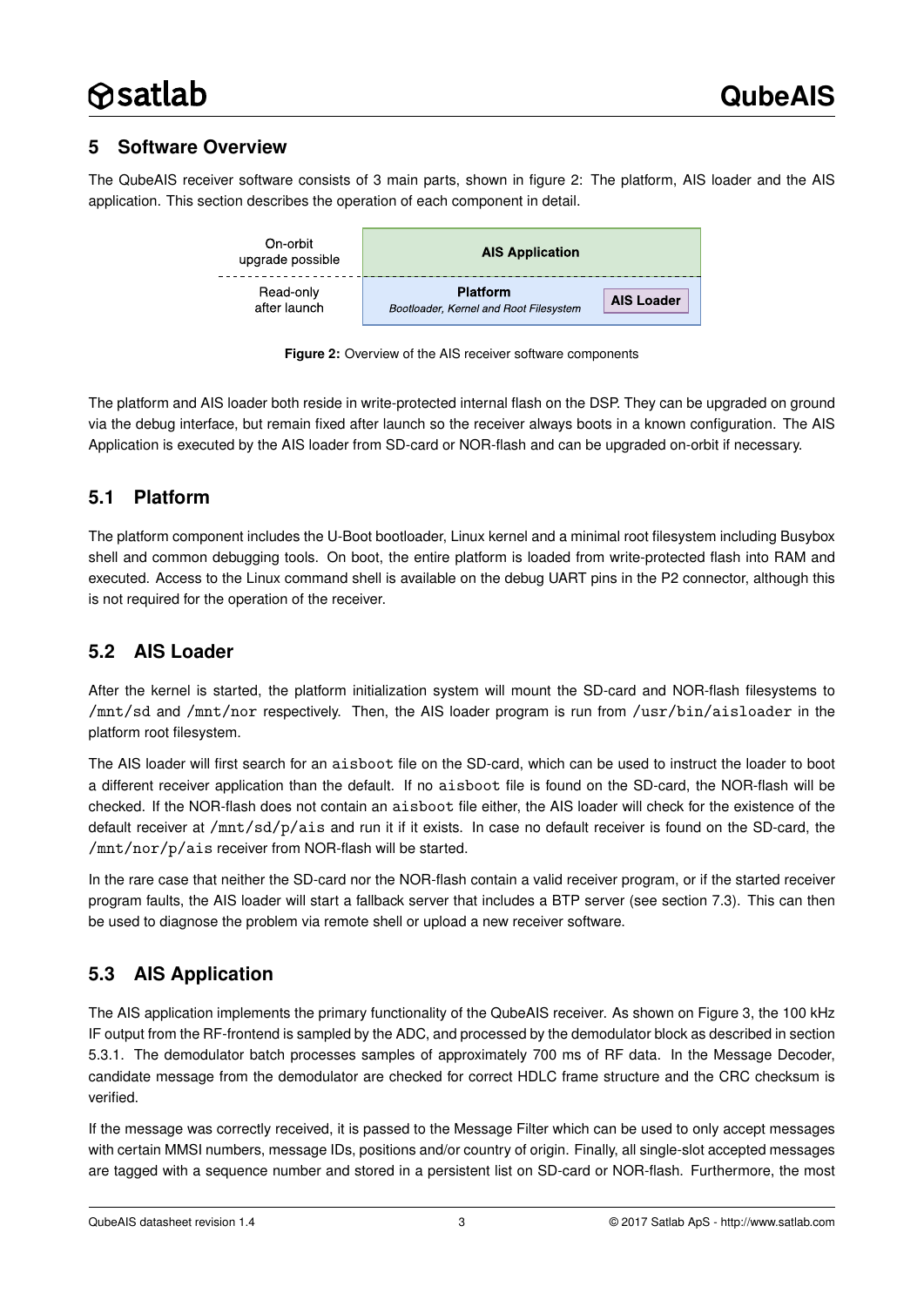## 5 Software Overview

The QubeAIS receiver software consists of 3 main parts, shown in figure 2: The platform, AIS loader and the AIS application. This section describes the operation of each component in detail.

| | | |
|---|---|---|
| On-orbit upgrade possible | **AIS Application** | |
| Read-only after launch | **Platform** *Bootloader, Kernel and Root Filesystem* | **AIS Loader** |

**Figure 2:** Overview of the AIS receiver software components

The platform and AIS loader both reside in write-protected internal flash on the DSP. They can be upgraded on ground via the debug interface, but remain fixed after launch so the receiver always boots in a known configuration. The AIS Application is executed by the AIS loader from SD-card or NOR-flash and can be upgraded on-orbit if necessary.

### 5.1 Platform

The platform component includes the U-Boot bootloader, Linux kernel and a minimal root filesystem including Busybox shell and common debugging tools. On boot, the entire platform is loaded from write-protected flash into RAM and executed. Access to the Linux command shell is available on the debug UART pins in the P2 connector, although this is not required for the operation of the receiver.

### 5.2 AIS Loader

After the kernel is started, the platform initialization system will mount the SD-card and NOR-flash filesystems to `/mnt/sd` and `/mnt/nor` respectively. Then, the AIS loader program is run from `/usr/bin/aisloader` in the platform root filesystem.

The AIS loader will first search for an `aisboot` file on the SD-card, which can be used to instruct the loader to boot a different receiver application than the default. If no `aisboot` file is found on the SD-card, the NOR-flash will be checked. If the NOR-flash does not contain an `aisboot` file either, the AIS loader will check for the existence of the default receiver at `/mnt/sd/p/ais` and run it if it exists. In case no default receiver is found on the SD-card, the `/mnt/nor/p/ais` receiver from NOR-flash will be started.

In the rare case that neither the SD-card nor the NOR-flash contain a valid receiver program, or if the started receiver program faults, the AIS loader will start a fallback server that includes a BTP server (see section 7.3). This can then be used to diagnose the problem via remote shell or upload a new receiver software.

### 5.3 AIS Application

The AIS application implements the primary functionality of the QubeAIS receiver. As shown on Figure 3, the 100 kHz IF output from the RF-frontend is sampled by the ADC, and processed by the demodulator block as described in section 5.3.1. The demodulator batch processes samples of approximately 700 ms of RF data. In the Message Decoder, candidate message from the demodulator are checked for correct HDLC frame structure and the CRC checksum is verified.

If the message was correctly received, it is passed to the Message Filter which can be used to only accept messages with certain MMSI numbers, message IDs, positions and/or country of origin. Finally, all single-slot accepted messages are tagged with a sequence number and stored in a persistent list on SD-card or NOR-flash. Furthermore, the most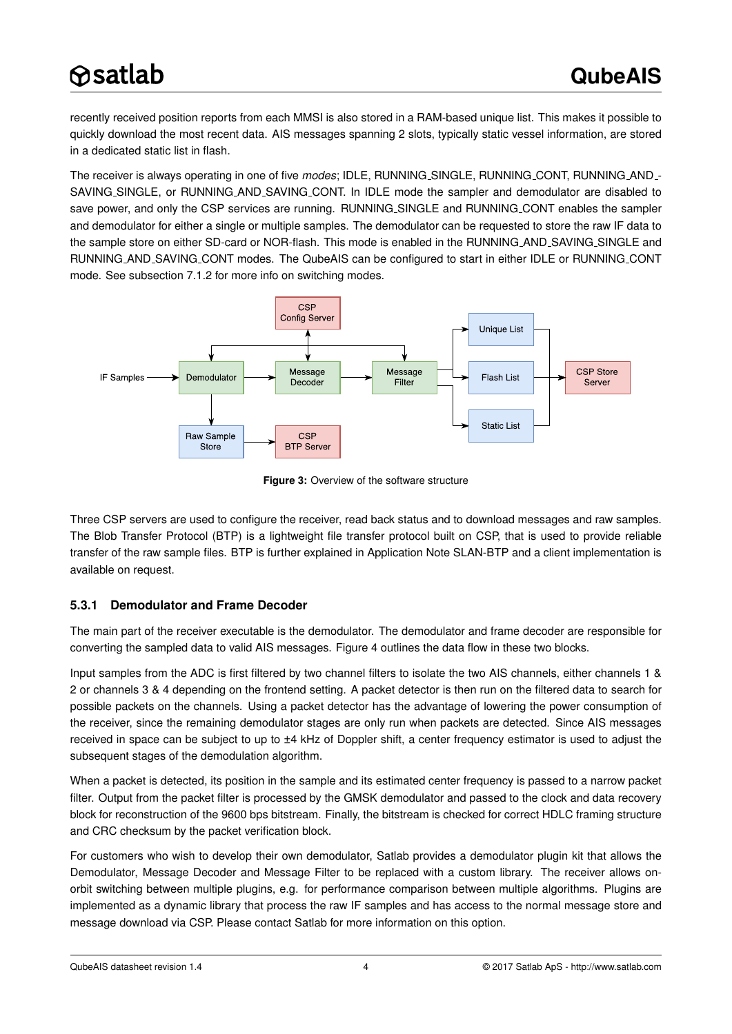recently received position reports from each MMSI is also stored in a RAM-based unique list. This makes it possible to quickly download the most recent data. AIS messages spanning 2 slots, typically static vessel information, are stored in a dedicated static list in flash.

The receiver is always operating in one of five *modes*; IDLE, RUNNING_SINGLE, RUNNING_CONT, RUNNING_AND_SAVING_SINGLE, or RUNNING_AND_SAVING_CONT. In IDLE mode the sampler and demodulator are disabled to save power, and only the CSP services are running. RUNNING_SINGLE and RUNNING_CONT enables the sampler and demodulator for either a single or multiple samples. The demodulator can be requested to store the raw IF data to the sample store on either SD-card or NOR-flash. This mode is enabled in the RUNNING_AND_SAVING_SINGLE and RUNNING_AND_SAVING_CONT modes. The QubeAIS can be configured to start in either IDLE or RUNNING_CONT mode. See subsection 7.1.2 for more info on switching modes.

**Figure 3:** Overview of the software structure

Three CSP servers are used to configure the receiver, read back status and to download messages and raw samples. The Blob Transfer Protocol (BTP) is a lightweight file transfer protocol built on CSP, that is used to provide reliable transfer of the raw sample files. BTP is further explained in Application Note SLAN-BTP and a client implementation is available on request.

### 5.3.1 Demodulator and Frame Decoder

The main part of the receiver executable is the demodulator. The demodulator and frame decoder are responsible for converting the sampled data to valid AIS messages. Figure 4 outlines the data flow in these two blocks.

Input samples from the ADC is first filtered by two channel filters to isolate the two AIS channels, either channels 1 & 2 or channels 3 & 4 depending on the frontend setting. A packet detector is then run on the filtered data to search for possible packets on the channels. Using a packet detector has the advantage of lowering the power consumption of the receiver, since the remaining demodulator stages are only run when packets are detected. Since AIS messages received in space can be subject to up to ±4 kHz of Doppler shift, a center frequency estimator is used to adjust the subsequent stages of the demodulation algorithm.

When a packet is detected, its position in the sample and its estimated center frequency is passed to a narrow packet filter. Output from the packet filter is processed by the GMSK demodulator and passed to the clock and data recovery block for reconstruction of the 9600 bps bitstream. Finally, the bitstream is checked for correct HDLC framing structure and CRC checksum by the packet verification block.

For customers who wish to develop their own demodulator, Satlab provides a demodulator plugin kit that allows the Demodulator, Message Decoder and Message Filter to be replaced with a custom library. The receiver allows on-orbit switching between multiple plugins, e.g. for performance comparison between multiple algorithms. Plugins are implemented as a dynamic library that process the raw IF samples and has access to the normal message store and message download via CSP. Please contact Satlab for more information on this option.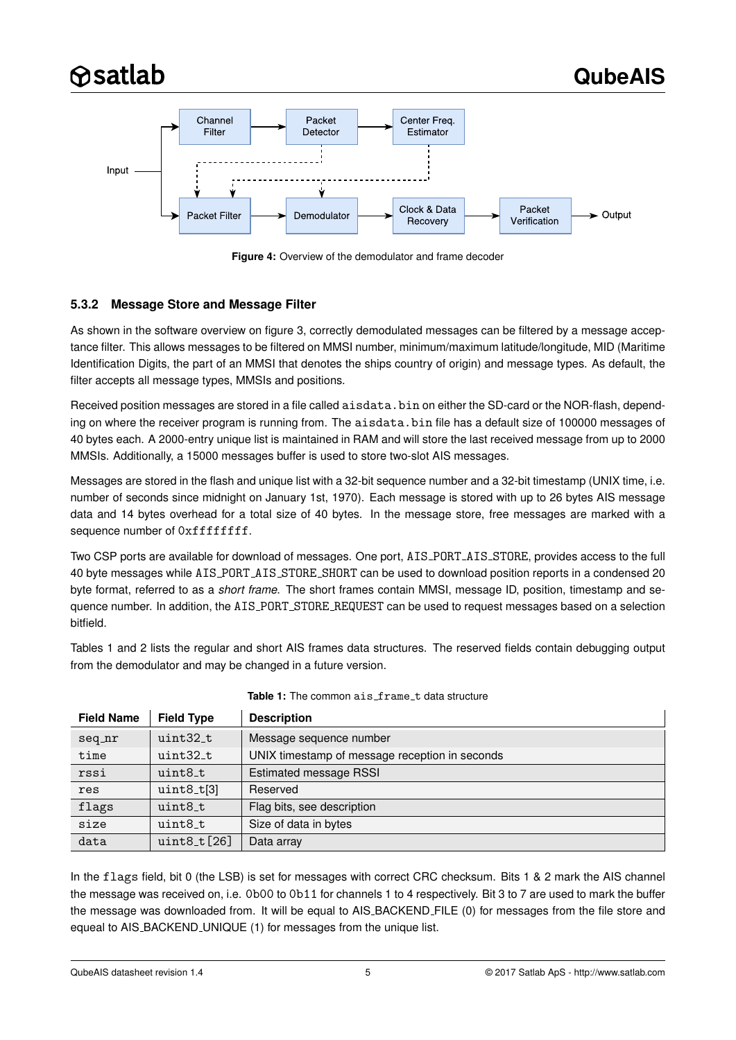Figure 4: Overview of the demodulator and frame decoder

### 5.3.2 Message Store and Message Filter

As shown in the software overview on figure 3, correctly demodulated messages can be filtered by a message acceptance filter. This allows messages to be filtered on MMSI number, minimum/maximum latitude/longitude, MID (Maritime Identification Digits, the part of an MMSI that denotes the ships country of origin) and message types. As default, the filter accepts all message types, MMSIs and positions.

Received position messages are stored in a file called `aisdata.bin` on either the SD-card or the NOR-flash, depending on where the receiver program is running from. The `aisdata.bin` file has a default size of 100000 messages of 40 bytes each. A 2000-entry unique list is maintained in RAM and will store the last received message from up to 2000 MMSIs. Additionally, a 15000 messages buffer is used to store two-slot AIS messages.

Messages are stored in the flash and unique list with a 32-bit sequence number and a 32-bit timestamp (UNIX time, i.e. number of seconds since midnight on January 1st, 1970). Each message is stored with up to 26 bytes AIS message data and 14 bytes overhead for a total size of 40 bytes. In the message store, free messages are marked with a sequence number of `0xffffffff`.

Two CSP ports are available for download of messages. One port, `AIS_PORT_AIS_STORE`, provides access to the full 40 byte messages while `AIS_PORT_AIS_STORE_SHORT` can be used to download position reports in a condensed 20 byte format, referred to as a *short frame*. The short frames contain MMSI, message ID, position, timestamp and sequence number. In addition, the `AIS_PORT_STORE_REQUEST` can be used to request messages based on a selection bitfield.

Tables 1 and 2 lists the regular and short AIS frames data structures. The reserved fields contain debugging output from the demodulator and may be changed in a future version.

**Table 1:** The common `ais_frame_t` data structure

| Field Name | Field Type | Description |
|---|---|---|
| `seq_nr` | `uint32_t` | Message sequence number |
| `time` | `uint32_t` | UNIX timestamp of message reception in seconds |
| `rssi` | `uint8_t` | Estimated message RSSI |
| `res` | `uint8_t[3]` | Reserved |
| `flags` | `uint8_t` | Flag bits, see description |
| `size` | `uint8_t` | Size of data in bytes |
| `data` | `uint8_t[26]` | Data array |

In the `flags` field, bit 0 (the LSB) is set for messages with correct CRC checksum. Bits 1 & 2 mark the AIS channel the message was received on, i.e. `0b00` to `0b11` for channels 1 to 4 respectively. Bit 3 to 7 are used to mark the buffer the message was downloaded from. It will be equal to AIS_BACKEND_FILE (0) for messages from the file store and equeal to AIS_BACKEND_UNIQUE (1) for messages from the unique list.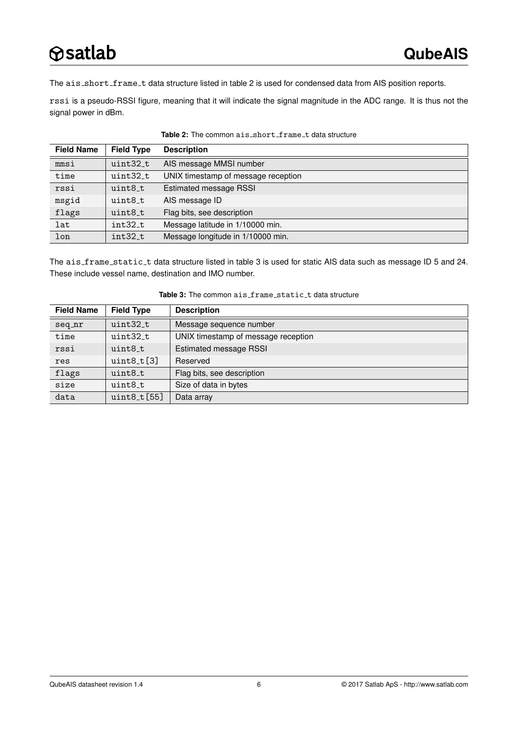The ais_short_frame_t data structure listed in table 2 is used for condensed data from AIS position reports.

rssi is a pseudo-RSSI figure, meaning that it will indicate the signal magnitude in the ADC range. It is thus not the signal power in dBm.

**Table 2:** The common ais_short_frame_t data structure

| Field Name | Field Type | Description |
|---|---|---|
| mmsi | uint32_t | AIS message MMSI number |
| time | uint32_t | UNIX timestamp of message reception |
| rssi | uint8_t | Estimated message RSSI |
| msgid | uint8_t | AIS message ID |
| flags | uint8_t | Flag bits, see description |
| lat | int32_t | Message latitude in 1/10000 min. |
| lon | int32_t | Message longitude in 1/10000 min. |

The ais_frame_static_t data structure listed in table 3 is used for static AIS data such as message ID 5 and 24. These include vessel name, destination and IMO number.

**Table 3:** The common ais_frame_static_t data structure

| Field Name | Field Type | Description |
|---|---|---|
| seq_nr | uint32_t | Message sequence number |
| time | uint32_t | UNIX timestamp of message reception |
| rssi | uint8_t | Estimated message RSSI |
| res | uint8_t[3] | Reserved |
| flags | uint8_t | Flag bits, see description |
| size | uint8_t | Size of data in bytes |
| data | uint8_t[55] | Data array |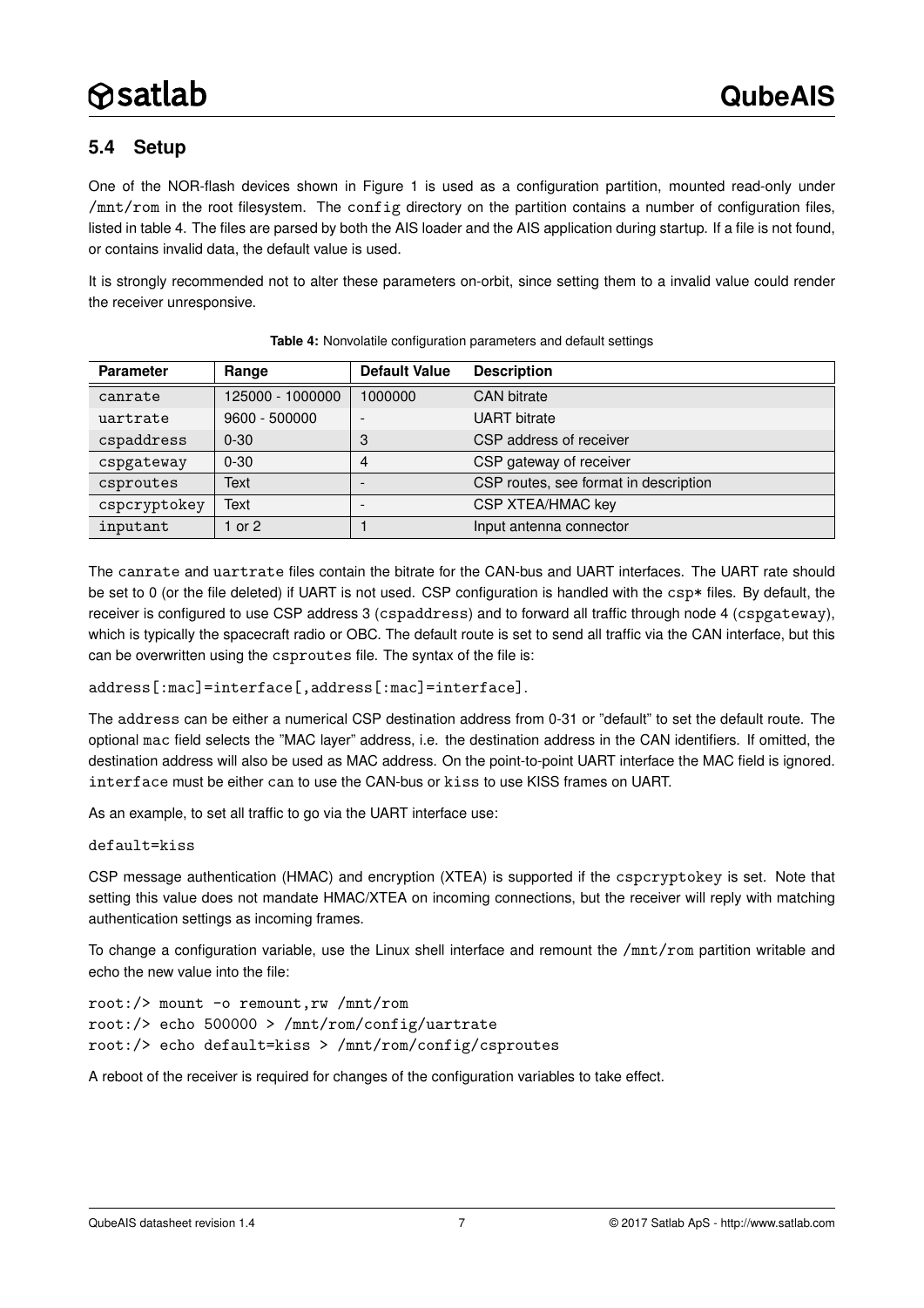## 5.4 Setup

One of the NOR-flash devices shown in Figure 1 is used as a configuration partition, mounted read-only under `/mnt/rom` in the root filesystem. The `config` directory on the partition contains a number of configuration files, listed in table 4. The files are parsed by both the AIS loader and the AIS application during startup. If a file is not found, or contains invalid data, the default value is used.

It is strongly recommended not to alter these parameters on-orbit, since setting them to a invalid value could render the receiver unresponsive.

**Table 4:** Nonvolatile configuration parameters and default settings

| Parameter | Range | Default Value | Description |
|---|---|---|---|
| `canrate` | 125000 - 1000000 | 1000000 | CAN bitrate |
| `uartrate` | 9600 - 500000 | - | UART bitrate |
| `cspaddress` | 0-30 | 3 | CSP address of receiver |
| `cspgateway` | 0-30 | 4 | CSP gateway of receiver |
| `csproutes` | Text | - | CSP routes, see format in description |
| `cspcryptokey` | Text | - | CSP XTEA/HMAC key |
| `inputant` | 1 or 2 | 1 | Input antenna connector |

The `canrate` and `uartrate` files contain the bitrate for the CAN-bus and UART interfaces. The UART rate should be set to 0 (or the file deleted) if UART is not used. CSP configuration is handled with the `csp*` files. By default, the receiver is configured to use CSP address 3 (`cspaddress`) and to forward all traffic through node 4 (`cspgateway`), which is typically the spacecraft radio or OBC. The default route is set to send all traffic via the CAN interface, but this can be overwritten using the `csproutes` file. The syntax of the file is:

`address[:mac]=interface[,address[:mac]=interface]`.

The `address` can be either a numerical CSP destination address from 0-31 or "default" to set the default route. The optional `mac` field selects the "MAC layer" address, i.e. the destination address in the CAN identifiers. If omitted, the destination address will also be used as MAC address. On the point-to-point UART interface the MAC field is ignored. `interface` must be either `can` to use the CAN-bus or `kiss` to use KISS frames on UART.

As an example, to set all traffic to go via the UART interface use:

`default=kiss`

CSP message authentication (HMAC) and encryption (XTEA) is supported if the `cspcryptokey` is set. Note that setting this value does not mandate HMAC/XTEA on incoming connections, but the receiver will reply with matching authentication settings as incoming frames.

To change a configuration variable, use the Linux shell interface and remount the `/mnt/rom` partition writable and echo the new value into the file:

```
root:/> mount -o remount,rw /mnt/rom
root:/> echo 500000 > /mnt/rom/config/uartrate
root:/> echo default=kiss > /mnt/rom/config/csproutes
```

A reboot of the receiver is required for changes of the configuration variables to take effect.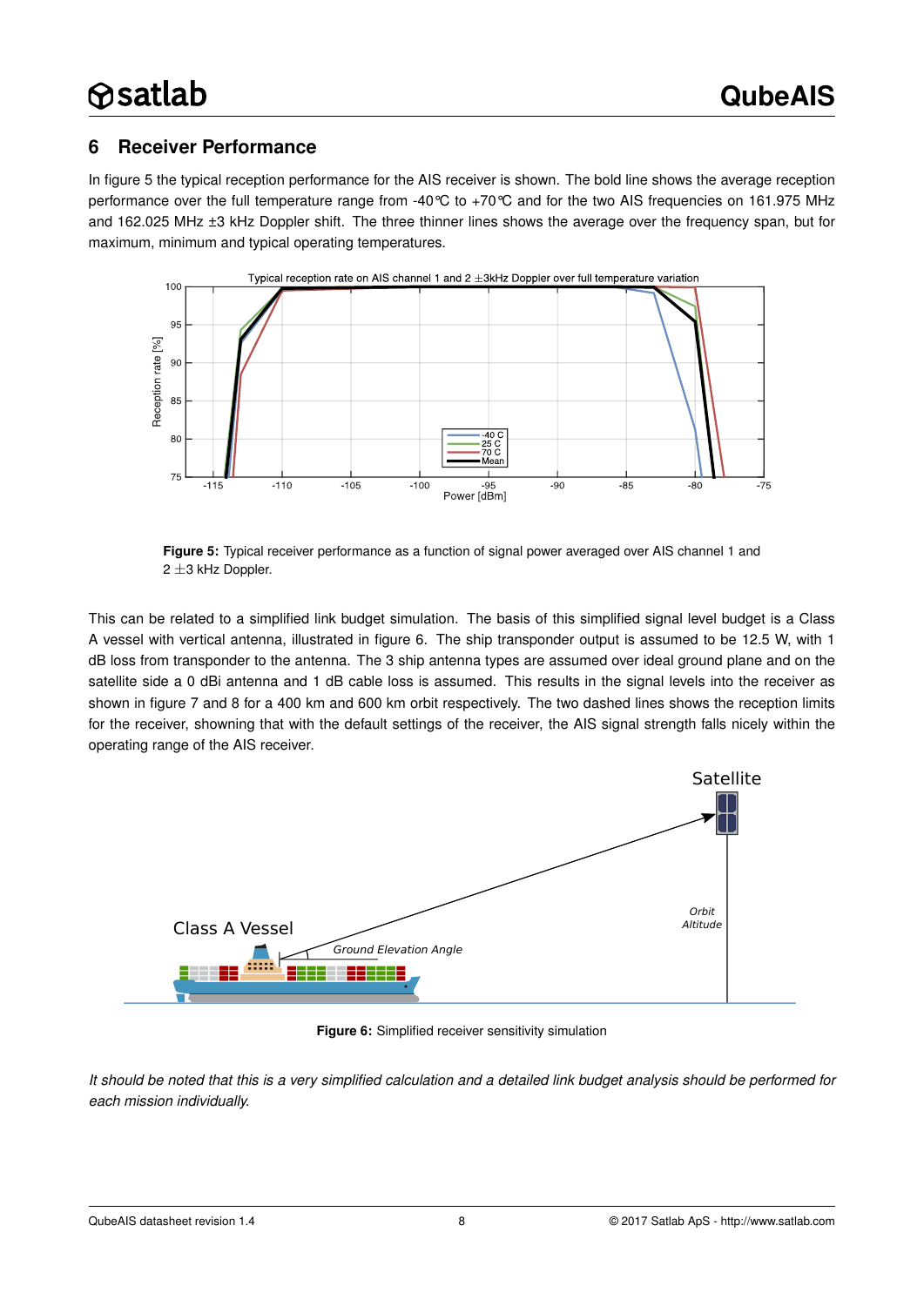## 6 Receiver Performance

In figure 5 the typical reception performance for the AIS receiver is shown. The bold line shows the average reception performance over the full temperature range from -40℃ to +70℃ and for the two AIS frequencies on 161.975 MHz and 162.025 MHz ±3 kHz Doppler shift. The three thinner lines shows the average over the frequency span, but for maximum, minimum and typical operating temperatures.

**Figure 5:** Typical receiver performance as a function of signal power averaged over AIS channel 1 and 2 ±3 kHz Doppler.

This can be related to a simplified link budget simulation. The basis of this simplified signal level budget is a Class A vessel with vertical antenna, illustrated in figure 6. The ship transponder output is assumed to be 12.5 W, with 1 dB loss from transponder to the antenna. The 3 ship antenna types are assumed over ideal ground plane and on the satellite side a 0 dBi antenna and 1 dB cable loss is assumed. This results in the signal levels into the receiver as shown in figure 7 and 8 for a 400 km and 600 km orbit respectively. The two dashed lines shows the reception limits for the receiver, showning that with the default settings of the receiver, the AIS signal strength falls nicely within the operating range of the AIS receiver.

**Figure 6:** Simplified receiver sensitivity simulation

*It should be noted that this is a very simplified calculation and a detailed link budget analysis should be performed for each mission individually.*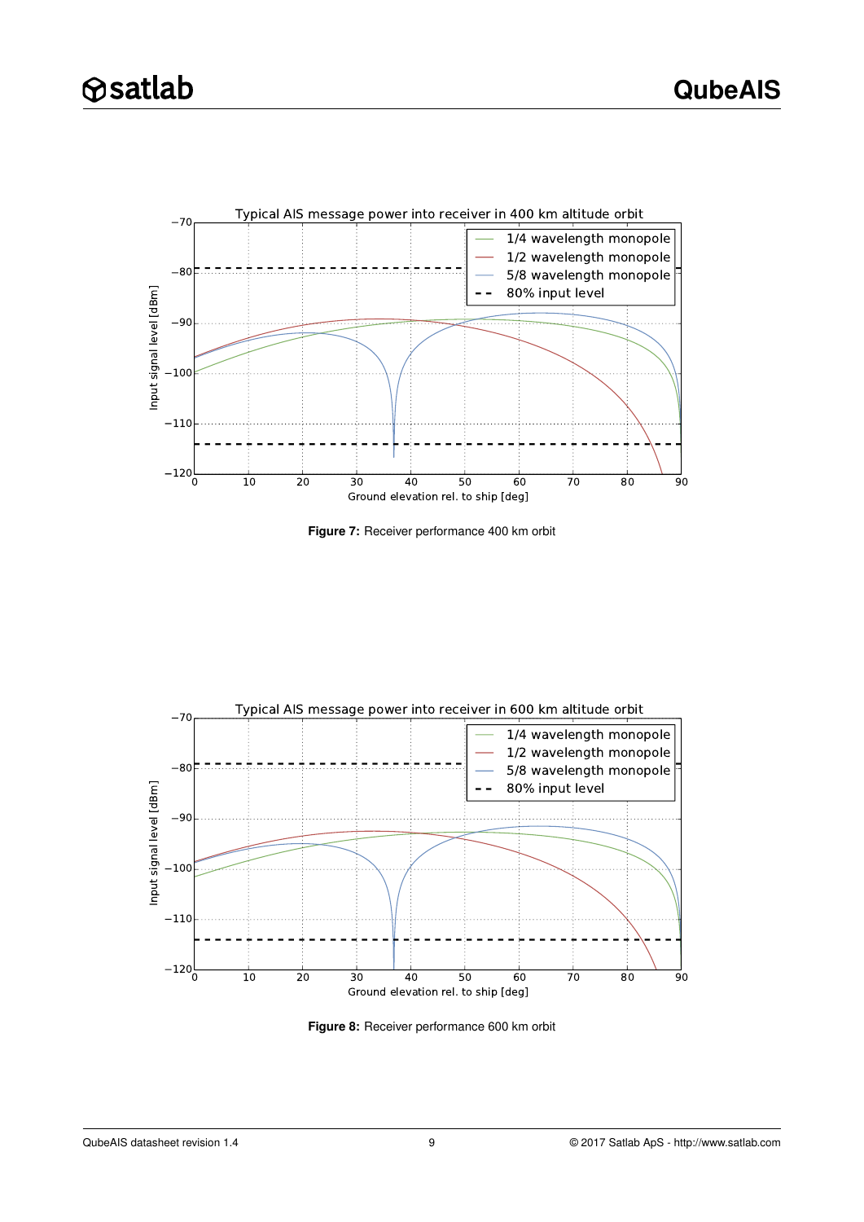Figure 7: Receiver performance 400 km orbit

Figure 8: Receiver performance 600 km orbit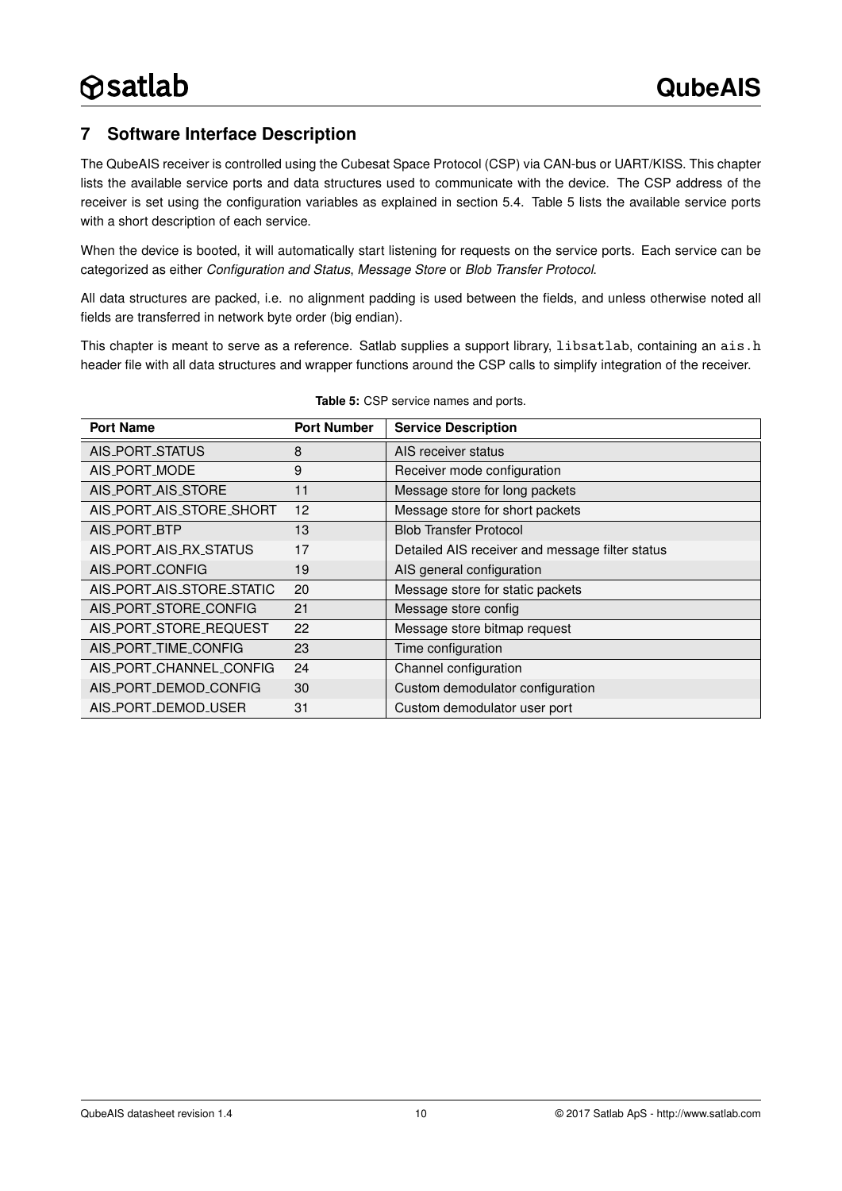## 7 Software Interface Description

The QubeAIS receiver is controlled using the Cubesat Space Protocol (CSP) via CAN-bus or UART/KISS. This chapter lists the available service ports and data structures used to communicate with the device. The CSP address of the receiver is set using the configuration variables as explained in section 5.4. Table 5 lists the available service ports with a short description of each service.

When the device is booted, it will automatically start listening for requests on the service ports. Each service can be categorized as either *Configuration and Status*, *Message Store* or *Blob Transfer Protocol*.

All data structures are packed, i.e. no alignment padding is used between the fields, and unless otherwise noted all fields are transferred in network byte order (big endian).

This chapter is meant to serve as a reference. Satlab supplies a support library, `libsatlab`, containing an `ais.h` header file with all data structures and wrapper functions around the CSP calls to simplify integration of the receiver.

**Table 5:** CSP service names and ports.

| Port Name | Port Number | Service Description |
|---|---|---|
| AIS_PORT_STATUS | 8 | AIS receiver status |
| AIS_PORT_MODE | 9 | Receiver mode configuration |
| AIS_PORT_AIS_STORE | 11 | Message store for long packets |
| AIS_PORT_AIS_STORE_SHORT | 12 | Message store for short packets |
| AIS_PORT_BTP | 13 | Blob Transfer Protocol |
| AIS_PORT_AIS_RX_STATUS | 17 | Detailed AIS receiver and message filter status |
| AIS_PORT_CONFIG | 19 | AIS general configuration |
| AIS_PORT_AIS_STORE_STATIC | 20 | Message store for static packets |
| AIS_PORT_STORE_CONFIG | 21 | Message store config |
| AIS_PORT_STORE_REQUEST | 22 | Message store bitmap request |
| AIS_PORT_TIME_CONFIG | 23 | Time configuration |
| AIS_PORT_CHANNEL_CONFIG | 24 | Channel configuration |
| AIS_PORT_DEMOD_CONFIG | 30 | Custom demodulator configuration |
| AIS_PORT_DEMOD_USER | 31 | Custom demodulator user port |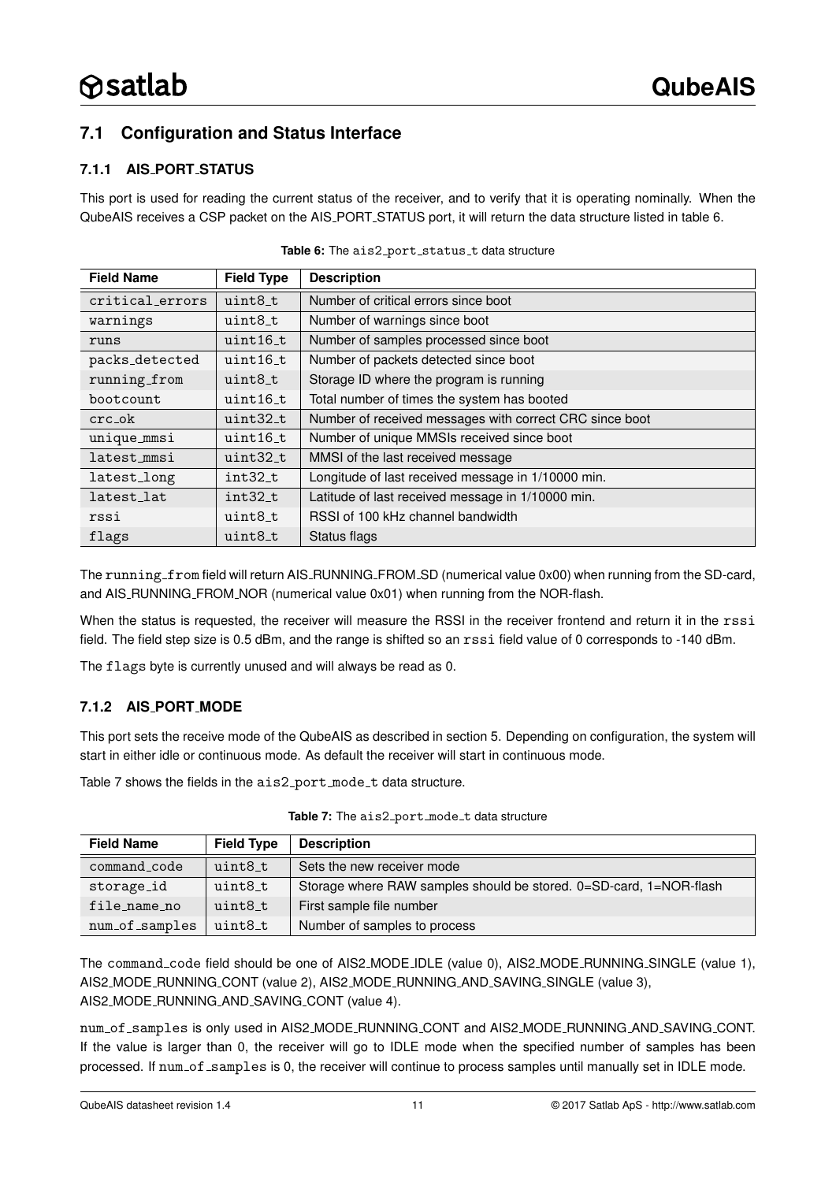## 7.1 Configuration and Status Interface

### 7.1.1 AIS_PORT_STATUS

This port is used for reading the current status of the receiver, and to verify that it is operating nominally. When the QubeAIS receives a CSP packet on the AIS_PORT_STATUS port, it will return the data structure listed in table 6.

**Table 6:** The `ais2_port_status_t` data structure

| Field Name | Field Type | Description |
| --- | --- | --- |
| `critical_errors` | `uint8_t` | Number of critical errors since boot |
| `warnings` | `uint8_t` | Number of warnings since boot |
| `runs` | `uint16_t` | Number of samples processed since boot |
| `packs_detected` | `uint16_t` | Number of packets detected since boot |
| `running_from` | `uint8_t` | Storage ID where the program is running |
| `bootcount` | `uint16_t` | Total number of times the system has booted |
| `crc_ok` | `uint32_t` | Number of received messages with correct CRC since boot |
| `unique_mmsi` | `uint16_t` | Number of unique MMSIs received since boot |
| `latest_mmsi` | `uint32_t` | MMSI of the last received message |
| `latest_long` | `int32_t` | Longitude of last received message in 1/10000 min. |
| `latest_lat` | `int32_t` | Latitude of last received message in 1/10000 min. |
| `rssi` | `uint8_t` | RSSI of 100 kHz channel bandwidth |
| `flags` | `uint8_t` | Status flags |

The `running_from` field will return AIS_RUNNING_FROM_SD (numerical value 0x00) when running from the SD-card, and AIS_RUNNING_FROM_NOR (numerical value 0x01) when running from the NOR-flash.

When the status is requested, the receiver will measure the RSSI in the receiver frontend and return it in the `rssi` field. The field step size is 0.5 dBm, and the range is shifted so an `rssi` field value of 0 corresponds to -140 dBm.

The `flags` byte is currently unused and will always be read as 0.

### 7.1.2 AIS_PORT_MODE

This port sets the receive mode of the QubeAIS as described in section 5. Depending on configuration, the system will start in either idle or continuous mode. As default the receiver will start in continuous mode.

Table 7 shows the fields in the `ais2_port_mode_t` data structure.

**Table 7:** The `ais2_port_mode_t` data structure

| Field Name | Field Type | Description |
| --- | --- | --- |
| `command_code` | `uint8_t` | Sets the new receiver mode |
| `storage_id` | `uint8_t` | Storage where RAW samples should be stored. 0=SD-card, 1=NOR-flash |
| `file_name_no` | `uint8_t` | First sample file number |
| `num_of_samples` | `uint8_t` | Number of samples to process |

The `command_code` field should be one of AIS2_MODE_IDLE (value 0), AIS2_MODE_RUNNING_SINGLE (value 1), AIS2_MODE_RUNNING_CONT (value 2), AIS2_MODE_RUNNING_AND_SAVING_SINGLE (value 3), AIS2_MODE_RUNNING_AND_SAVING_CONT (value 4).

`num_of_samples` is only used in AIS2_MODE_RUNNING_CONT and AIS2_MODE_RUNNING_AND_SAVING_CONT. If the value is larger than 0, the receiver will go to IDLE mode when the specified number of samples has been processed. If `num_of_samples` is 0, the receiver will continue to process samples until manually set in IDLE mode.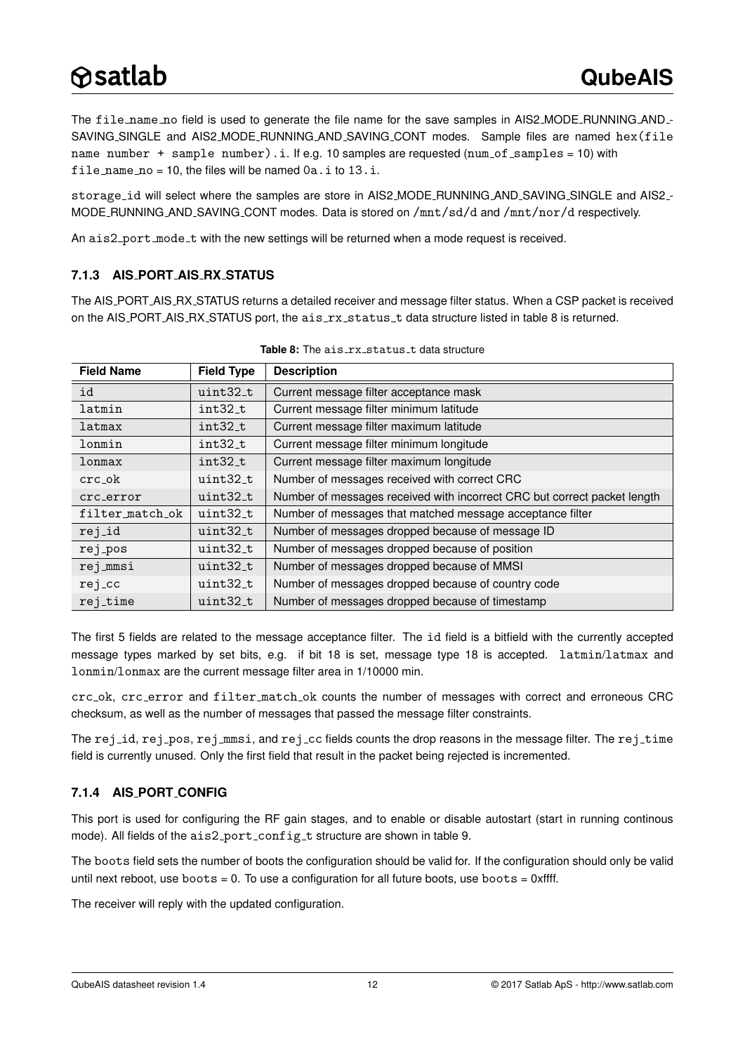The file_name_no field is used to generate the file name for the save samples in AIS2_MODE_RUNNING_AND_SAVING_SINGLE and AIS2_MODE_RUNNING_AND_SAVING_CONT modes. Sample files are named hex(file name number + sample number).i. If e.g. 10 samples are requested (num_of_samples = 10) with file_name_no = 10, the files will be named 0a.i to 13.i.

storage_id will select where the samples are store in AIS2_MODE_RUNNING_AND_SAVING_SINGLE and AIS2_MODE_RUNNING_AND_SAVING_CONT modes. Data is stored on /mnt/sd/d and /mnt/nor/d respectively.

An ais2_port_mode_t with the new settings will be returned when a mode request is received.

### 7.1.3 AIS_PORT_AIS_RX_STATUS

The AIS_PORT_AIS_RX_STATUS returns a detailed receiver and message filter status. When a CSP packet is received on the AIS_PORT_AIS_RX_STATUS port, the ais_rx_status_t data structure listed in table 8 is returned.

**Table 8:** The ais_rx_status_t data structure

| Field Name | Field Type | Description |
|---|---|---|
| id | uint32_t | Current message filter acceptance mask |
| latmin | int32_t | Current message filter minimum latitude |
| latmax | int32_t | Current message filter maximum latitude |
| lonmin | int32_t | Current message filter minimum longitude |
| lonmax | int32_t | Current message filter maximum longitude |
| crc_ok | uint32_t | Number of messages received with correct CRC |
| crc_error | uint32_t | Number of messages received with incorrect CRC but correct packet length |
| filter_match_ok | uint32_t | Number of messages that matched message acceptance filter |
| rej_id | uint32_t | Number of messages dropped because of message ID |
| rej_pos | uint32_t | Number of messages dropped because of position |
| rej_mmsi | uint32_t | Number of messages dropped because of MMSI |
| rej_cc | uint32_t | Number of messages dropped because of country code |
| rej_time | uint32_t | Number of messages dropped because of timestamp |

The first 5 fields are related to the message acceptance filter. The id field is a bitfield with the currently accepted message types marked by set bits, e.g. if bit 18 is set, message type 18 is accepted. latmin/latmax and lonmin/lonmax are the current message filter area in 1/10000 min.

crc_ok, crc_error and filter_match_ok counts the number of messages with correct and erroneous CRC checksum, as well as the number of messages that passed the message filter constraints.

The rej_id, rej_pos, rej_mmsi, and rej_cc fields counts the drop reasons in the message filter. The rej_time field is currently unused. Only the first field that result in the packet being rejected is incremented.

### 7.1.4 AIS_PORT_CONFIG

This port is used for configuring the RF gain stages, and to enable or disable autostart (start in running continous mode). All fields of the ais2_port_config_t structure are shown in table 9.

The boots field sets the number of boots the configuration should be valid for. If the configuration should only be valid until next reboot, use boots = 0. To use a configuration for all future boots, use boots = 0xffff.

The receiver will reply with the updated configuration.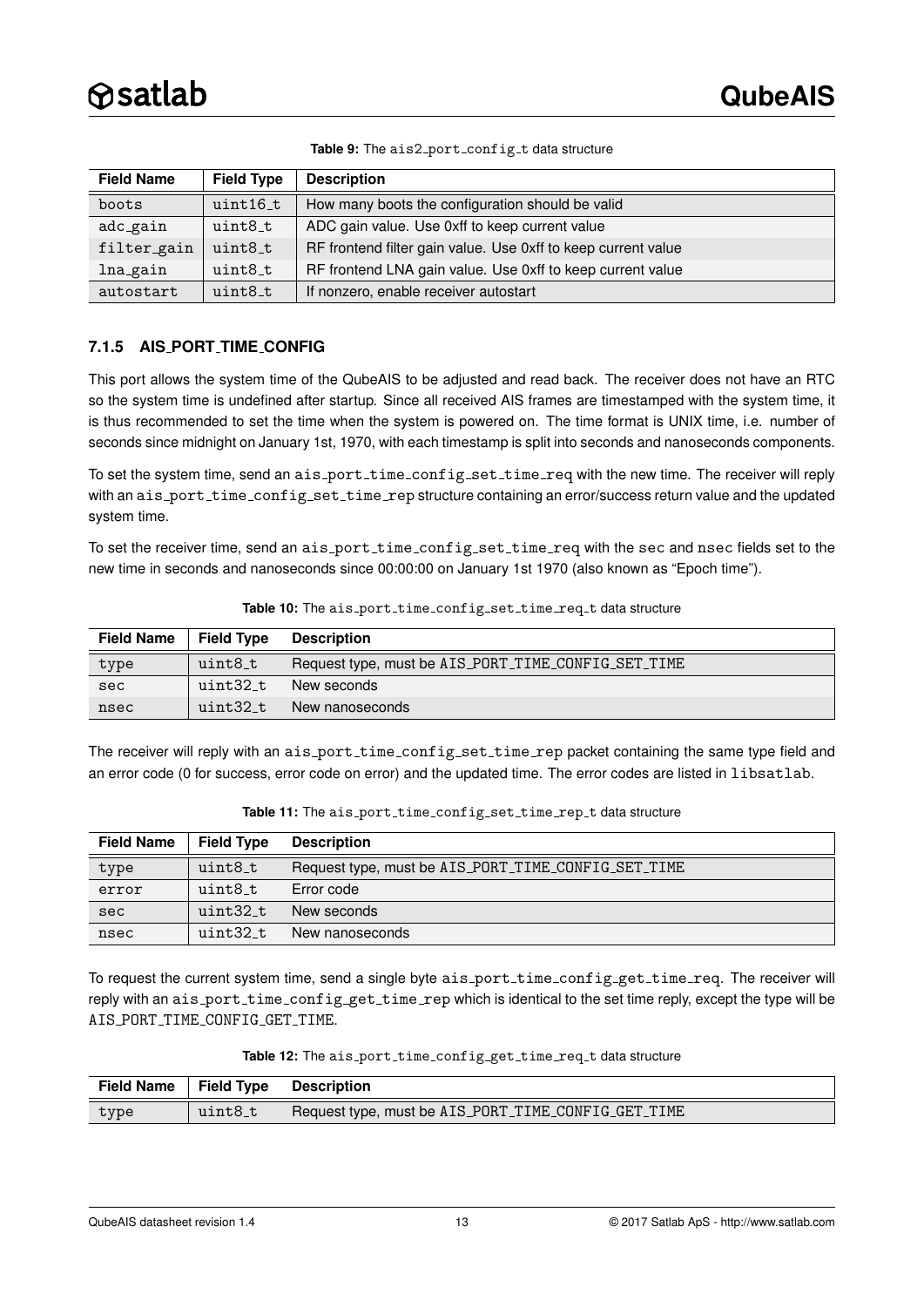**Table 9:** The ais2_port_config_t data structure

| Field Name | Field Type | Description |
|---|---|---|
| boots | uint16_t | How many boots the configuration should be valid |
| adc_gain | uint8_t | ADC gain value. Use 0xff to keep current value |
| filter_gain | uint8_t | RF frontend filter gain value. Use 0xff to keep current value |
| lna_gain | uint8_t | RF frontend LNA gain value. Use 0xff to keep current value |
| autostart | uint8_t | If nonzero, enable receiver autostart |

### 7.1.5 AIS_PORT_TIME_CONFIG

This port allows the system time of the QubeAIS to be adjusted and read back. The receiver does not have an RTC so the system time is undefined after startup. Since all received AIS frames are timestamped with the system time, it is thus recommended to set the time when the system is powered on. The time format is UNIX time, i.e. number of seconds since midnight on January 1st, 1970, with each timestamp is split into seconds and nanoseconds components.

To set the system time, send an ais_port_time_config_set_time_req with the new time. The receiver will reply with an ais_port_time_config_set_time_rep structure containing an error/success return value and the updated system time.

To set the receiver time, send an ais_port_time_config_set_time_req with the sec and nsec fields set to the new time in seconds and nanoseconds since 00:00:00 on January 1st 1970 (also known as "Epoch time").

**Table 10:** The ais_port_time_config_set_time_req_t data structure

| Field Name | Field Type | Description |
|---|---|---|
| type | uint8_t | Request type, must be AIS_PORT_TIME_CONFIG_SET_TIME |
| sec | uint32_t | New seconds |
| nsec | uint32_t | New nanoseconds |

The receiver will reply with an ais_port_time_config_set_time_rep packet containing the same type field and an error code (0 for success, error code on error) and the updated time. The error codes are listed in libsatlab.

**Table 11:** The ais_port_time_config_set_time_rep_t data structure

| Field Name | Field Type | Description |
|---|---|---|
| type | uint8_t | Request type, must be AIS_PORT_TIME_CONFIG_SET_TIME |
| error | uint8_t | Error code |
| sec | uint32_t | New seconds |
| nsec | uint32_t | New nanoseconds |

To request the current system time, send a single byte ais_port_time_config_get_time_req. The receiver will reply with an ais_port_time_config_get_time_rep which is identical to the set time reply, except the type will be AIS_PORT_TIME_CONFIG_GET_TIME.

**Table 12:** The ais_port_time_config_get_time_req_t data structure

| Field Name | Field Type | Description |
|---|---|---|
| type | uint8_t | Request type, must be AIS_PORT_TIME_CONFIG_GET_TIME |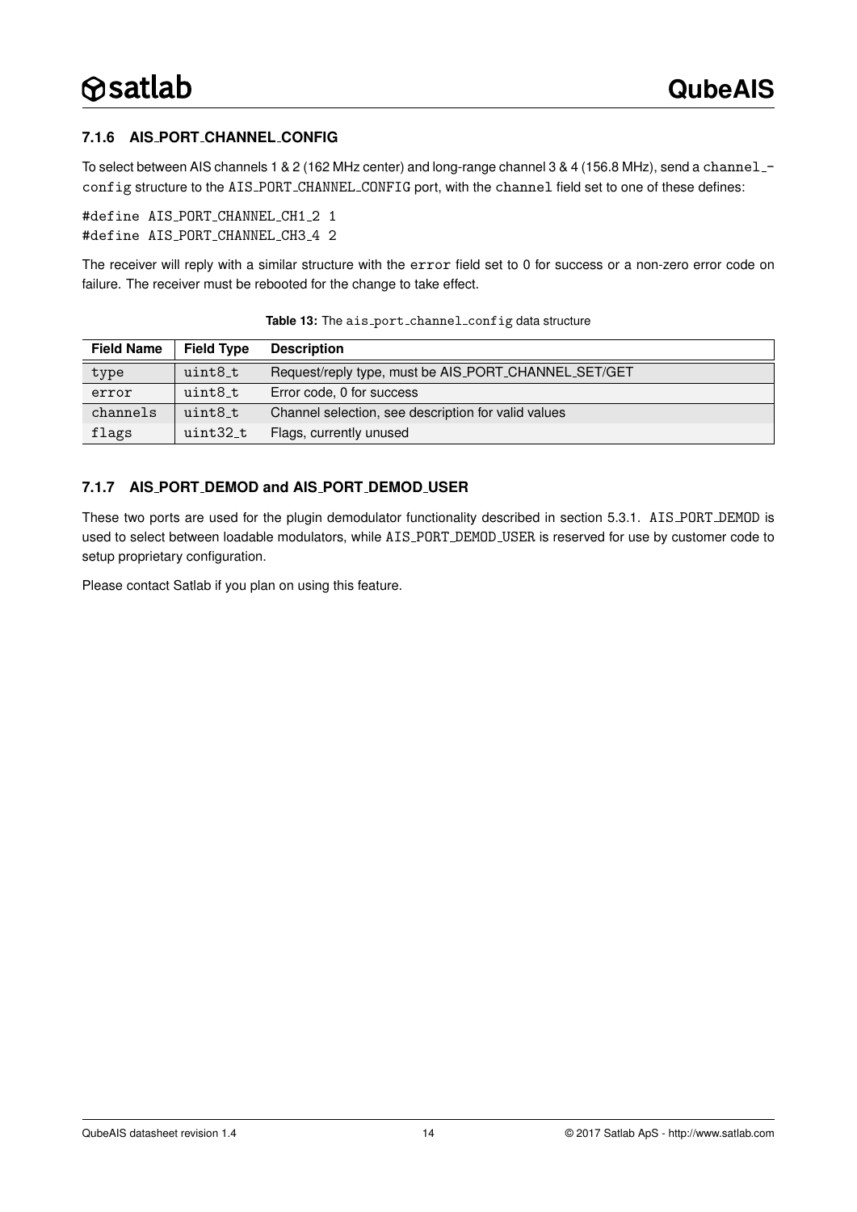### 7.1.6 AIS_PORT_CHANNEL_CONFIG

To select between AIS channels 1 & 2 (162 MHz center) and long-range channel 3 & 4 (156.8 MHz), send a `channel_config` structure to the `AIS_PORT_CHANNEL_CONFIG` port, with the `channel` field set to one of these defines:

```
#define AIS_PORT_CHANNEL_CH1_2 1
#define AIS_PORT_CHANNEL_CH3_4 2
```

The receiver will reply with a similar structure with the `error` field set to 0 for success or a non-zero error code on failure. The receiver must be rebooted for the change to take effect.

**Table 13:** The `ais_port_channel_config` data structure

| Field Name | Field Type | Description |
|---|---|---|
| `type` | `uint8_t` | Request/reply type, must be AIS_PORT_CHANNEL_SET/GET |
| `error` | `uint8_t` | Error code, 0 for success |
| `channels` | `uint8_t` | Channel selection, see description for valid values |
| `flags` | `uint32_t` | Flags, currently unused |

### 7.1.7 AIS_PORT_DEMOD and AIS_PORT_DEMOD_USER

These two ports are used for the plugin demodulator functionality described in section 5.3.1. `AIS_PORT_DEMOD` is used to select between loadable modulators, while `AIS_PORT_DEMOD_USER` is reserved for use by customer code to setup proprietary configuration.

Please contact Satlab if you plan on using this feature.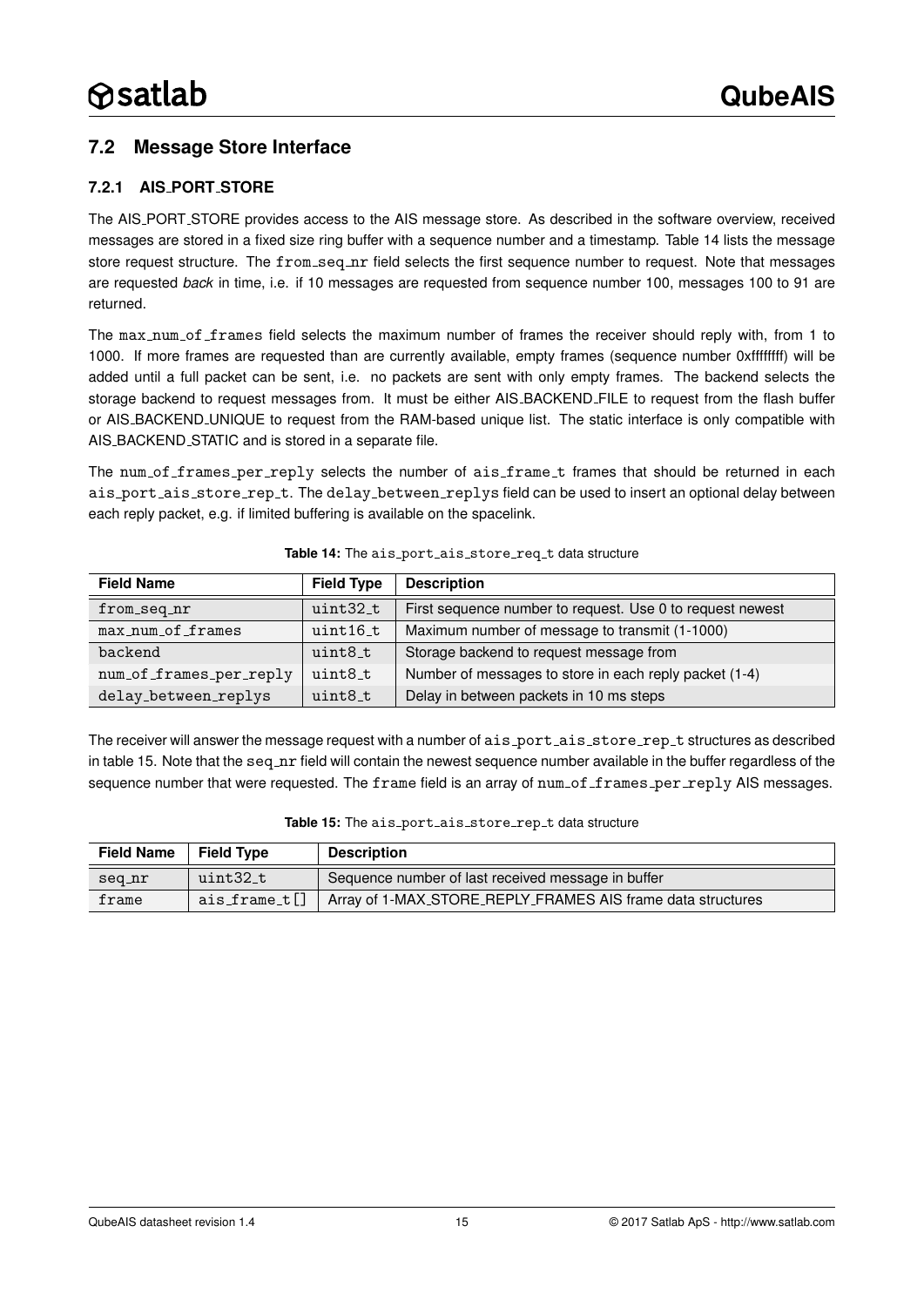## 7.2 Message Store Interface

### 7.2.1 AIS_PORT_STORE

The AIS_PORT_STORE provides access to the AIS message store. As described in the software overview, received messages are stored in a fixed size ring buffer with a sequence number and a timestamp. Table 14 lists the message store request structure. The `from_seq_nr` field selects the first sequence number to request. Note that messages are requested *back* in time, i.e. if 10 messages are requested from sequence number 100, messages 100 to 91 are returned.

The `max_num_of_frames` field selects the maximum number of frames the receiver should reply with, from 1 to 1000. If more frames are requested than are currently available, empty frames (sequence number 0xffffffff) will be added until a full packet can be sent, i.e. no packets are sent with only empty frames. The backend selects the storage backend to request messages from. It must be either AIS_BACKEND_FILE to request from the flash buffer or AIS_BACKEND_UNIQUE to request from the RAM-based unique list. The static interface is only compatible with AIS_BACKEND_STATIC and is stored in a separate file.

The `num_of_frames_per_reply` selects the number of `ais_frame_t` frames that should be returned in each `ais_port_ais_store_rep_t`. The `delay_between_replys` field can be used to insert an optional delay between each reply packet, e.g. if limited buffering is available on the spacelink.

**Table 14:** The `ais_port_ais_store_req_t` data structure

| Field Name | Field Type | Description |
|---|---|---|
| `from_seq_nr` | `uint32_t` | First sequence number to request. Use 0 to request newest |
| `max_num_of_frames` | `uint16_t` | Maximum number of message to transmit (1-1000) |
| `backend` | `uint8_t` | Storage backend to request message from |
| `num_of_frames_per_reply` | `uint8_t` | Number of messages to store in each reply packet (1-4) |
| `delay_between_replys` | `uint8_t` | Delay in between packets in 10 ms steps |

The receiver will answer the message request with a number of `ais_port_ais_store_rep_t` structures as described in table 15. Note that the `seq_nr` field will contain the newest sequence number available in the buffer regardless of the sequence number that were requested. The `frame` field is an array of `num_of_frames_per_reply` AIS messages.

**Table 15:** The `ais_port_ais_store_rep_t` data structure

| Field Name | Field Type | Description |
|---|---|---|
| `seq_nr` | `uint32_t` | Sequence number of last received message in buffer |
| `frame` | `ais_frame_t[]` | Array of 1-MAX_STORE_REPLY_FRAMES AIS frame data structures |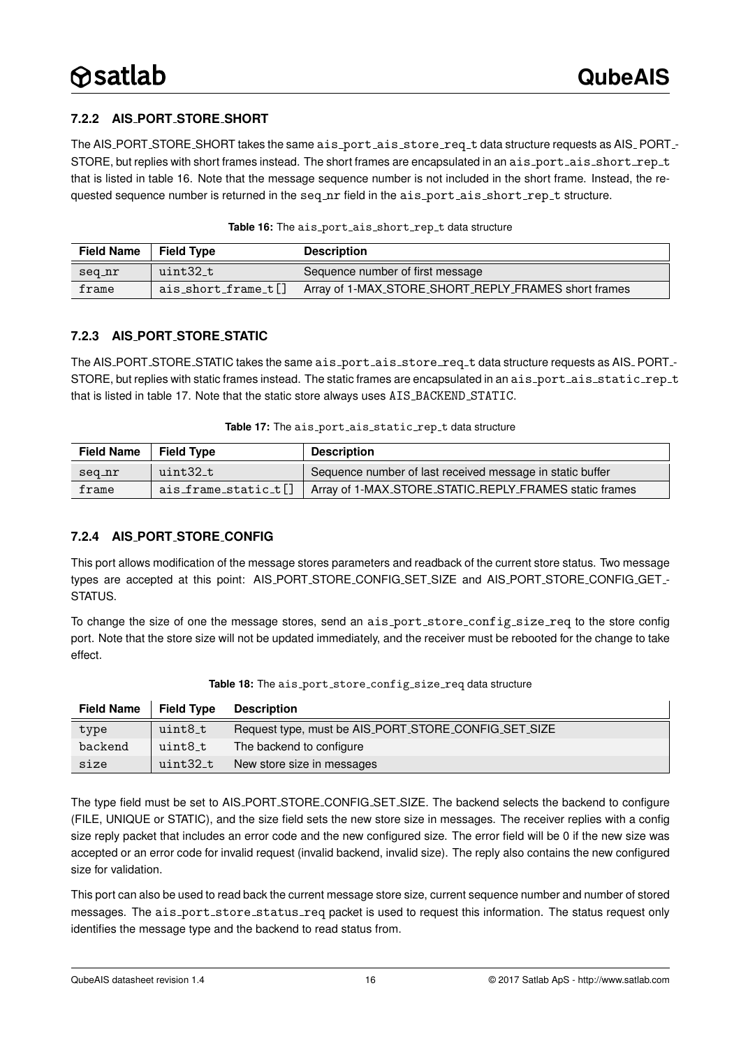### 7.2.2 AIS_PORT_STORE_SHORT

The AIS_PORT_STORE_SHORT takes the same `ais_port_ais_store_req_t` data structure requests as AIS_PORT_STORE, but replies with short frames instead. The short frames are encapsulated in an `ais_port_ais_short_rep_t` that is listed in table 16. Note that the message sequence number is not included in the short frame. Instead, the requested sequence number is returned in the `seq_nr` field in the `ais_port_ais_short_rep_t` structure.

**Table 16:** The `ais_port_ais_short_rep_t` data structure

| Field Name | Field Type | Description |
|---|---|---|
| `seq_nr` | `uint32_t` | Sequence number of first message |
| `frame` | `ais_short_frame_t[]` | Array of 1-MAX_STORE_SHORT_REPLY_FRAMES short frames |

### 7.2.3 AIS_PORT_STORE_STATIC

The AIS_PORT_STORE_STATIC takes the same `ais_port_ais_store_req_t` data structure requests as AIS_PORT_STORE, but replies with static frames instead. The static frames are encapsulated in an `ais_port_ais_static_rep_t` that is listed in table 17. Note that the static store always uses `AIS_BACKEND_STATIC`.

**Table 17:** The `ais_port_ais_static_rep_t` data structure

| Field Name | Field Type | Description |
|---|---|---|
| `seq_nr` | `uint32_t` | Sequence number of last received message in static buffer |
| `frame` | `ais_frame_static_t[]` | Array of 1-MAX_STORE_STATIC_REPLY_FRAMES static frames |

### 7.2.4 AIS_PORT_STORE_CONFIG

This port allows modification of the message stores parameters and readback of the current store status. Two message types are accepted at this point: AIS_PORT_STORE_CONFIG_SET_SIZE and AIS_PORT_STORE_CONFIG_GET_STATUS.

To change the size of one the message stores, send an `ais_port_store_config_size_req` to the store config port. Note that the store size will not be updated immediately, and the receiver must be rebooted for the change to take effect.

**Table 18:** The `ais_port_store_config_size_req` data structure

| Field Name | Field Type | Description |
|---|---|---|
| `type` | `uint8_t` | Request type, must be AIS_PORT_STORE_CONFIG_SET_SIZE |
| `backend` | `uint8_t` | The backend to configure |
| `size` | `uint32_t` | New store size in messages |

The type field must be set to AIS_PORT_STORE_CONFIG_SET_SIZE. The backend selects the backend to configure (FILE, UNIQUE or STATIC), and the size field sets the new store size in messages. The receiver replies with a config size reply packet that includes an error code and the new configured size. The error field will be 0 if the new size was accepted or an error code for invalid request (invalid backend, invalid size). The reply also contains the new configured size for validation.

This port can also be used to read back the current message store size, current sequence number and number of stored messages. The `ais_port_store_status_req` packet is used to request this information. The status request only identifies the message type and the backend to read status from.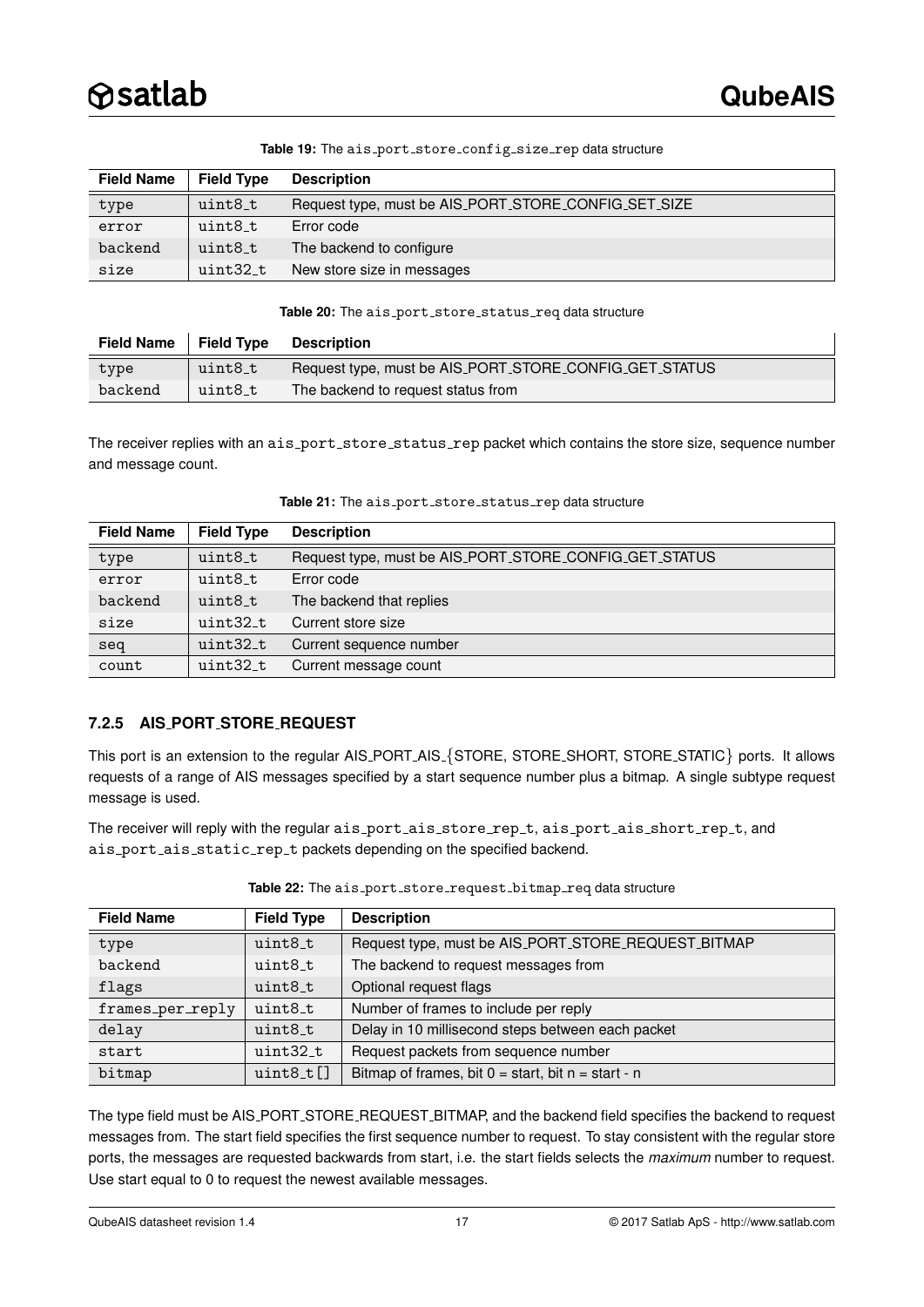**Table 19:** The ais_port_store_config_size_rep data structure

| Field Name | Field Type | Description |
|---|---|---|
| type | uint8_t | Request type, must be AIS_PORT_STORE_CONFIG_SET_SIZE |
| error | uint8_t | Error code |
| backend | uint8_t | The backend to configure |
| size | uint32_t | New store size in messages |

**Table 20:** The ais_port_store_status_req data structure

| Field Name | Field Type | Description |
|---|---|---|
| type | uint8_t | Request type, must be AIS_PORT_STORE_CONFIG_GET_STATUS |
| backend | uint8_t | The backend to request status from |

The receiver replies with an ais_port_store_status_rep packet which contains the store size, sequence number and message count.

**Table 21:** The ais_port_store_status_rep data structure

| Field Name | Field Type | Description |
|---|---|---|
| type | uint8_t | Request type, must be AIS_PORT_STORE_CONFIG_GET_STATUS |
| error | uint8_t | Error code |
| backend | uint8_t | The backend that replies |
| size | uint32_t | Current store size |
| seq | uint32_t | Current sequence number |
| count | uint32_t | Current message count |

### 7.2.5 AIS_PORT_STORE_REQUEST

This port is an extension to the regular AIS_PORT_AIS_{STORE, STORE_SHORT, STORE_STATIC} ports. It allows requests of a range of AIS messages specified by a start sequence number plus a bitmap. A single subtype request message is used.

The receiver will reply with the regular ais_port_ais_store_rep_t, ais_port_ais_short_rep_t, and ais_port_ais_static_rep_t packets depending on the specified backend.

**Table 22:** The ais_port_store_request_bitmap_req data structure

| Field Name | Field Type | Description |
|---|---|---|
| type | uint8_t | Request type, must be AIS_PORT_STORE_REQUEST_BITMAP |
| backend | uint8_t | The backend to request messages from |
| flags | uint8_t | Optional request flags |
| frames_per_reply | uint8_t | Number of frames to include per reply |
| delay | uint8_t | Delay in 10 millisecond steps between each packet |
| start | uint32_t | Request packets from sequence number |
| bitmap | uint8_t[] | Bitmap of frames, bit 0 = start, bit n = start - n |

The type field must be AIS_PORT_STORE_REQUEST_BITMAP, and the backend field specifies the backend to request messages from. The start field specifies the first sequence number to request. To stay consistent with the regular store ports, the messages are requested backwards from start, i.e. the start fields selects the *maximum* number to request. Use start equal to 0 to request the newest available messages.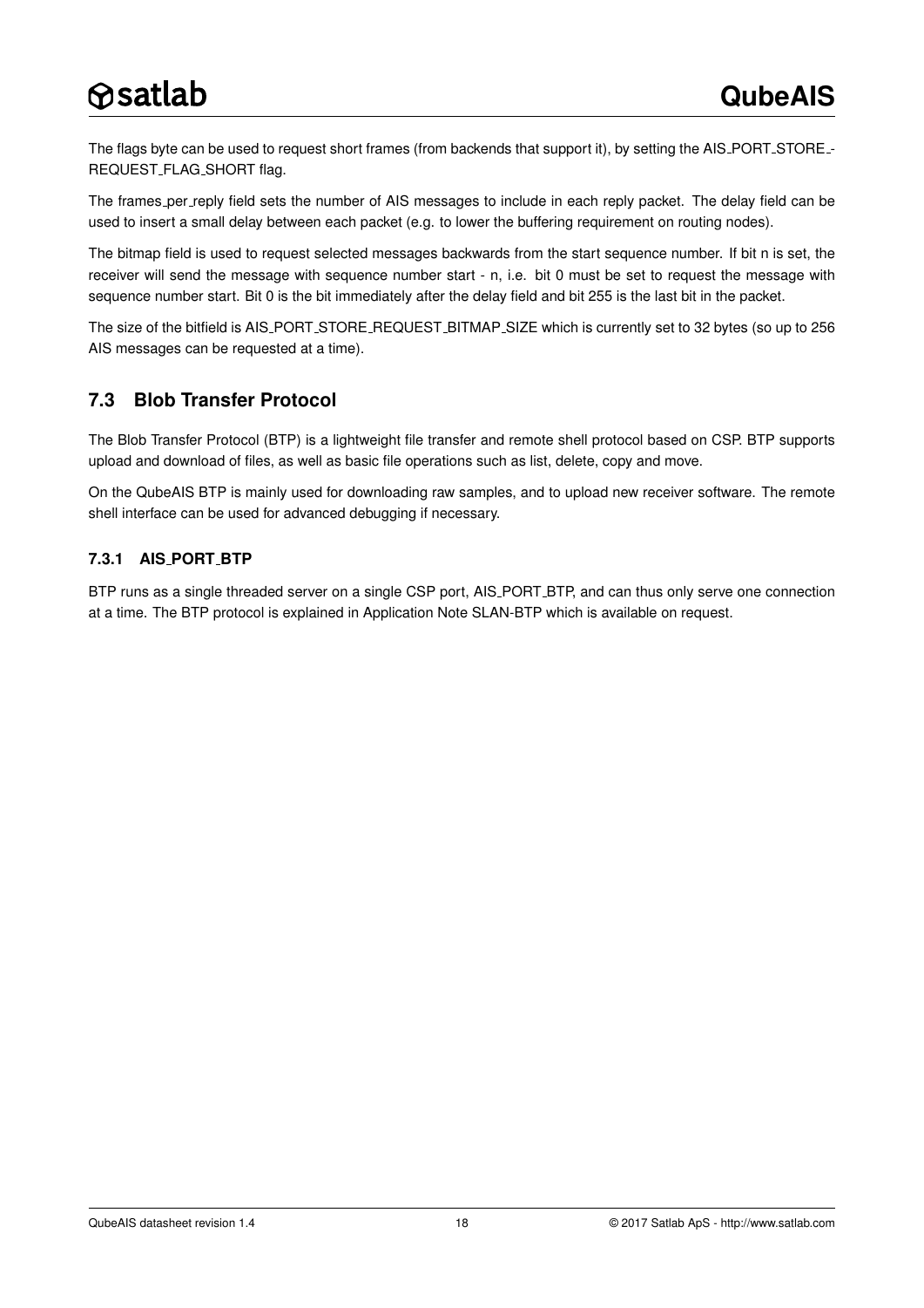The flags byte can be used to request short frames (from backends that support it), by setting the AIS_PORT_STORE_REQUEST_FLAG_SHORT flag.

The frames_per_reply field sets the number of AIS messages to include in each reply packet. The delay field can be used to insert a small delay between each packet (e.g. to lower the buffering requirement on routing nodes).

The bitmap field is used to request selected messages backwards from the start sequence number. If bit n is set, the receiver will send the message with sequence number start - n, i.e. bit 0 must be set to request the message with sequence number start. Bit 0 is the bit immediately after the delay field and bit 255 is the last bit in the packet.

The size of the bitfield is AIS_PORT_STORE_REQUEST_BITMAP_SIZE which is currently set to 32 bytes (so up to 256 AIS messages can be requested at a time).

## 7.3 Blob Transfer Protocol

The Blob Transfer Protocol (BTP) is a lightweight file transfer and remote shell protocol based on CSP. BTP supports upload and download of files, as well as basic file operations such as list, delete, copy and move.

On the QubeAIS BTP is mainly used for downloading raw samples, and to upload new receiver software. The remote shell interface can be used for advanced debugging if necessary.

### 7.3.1 AIS_PORT_BTP

BTP runs as a single threaded server on a single CSP port, AIS_PORT_BTP, and can thus only serve one connection at a time. The BTP protocol is explained in Application Note SLAN-BTP which is available on request.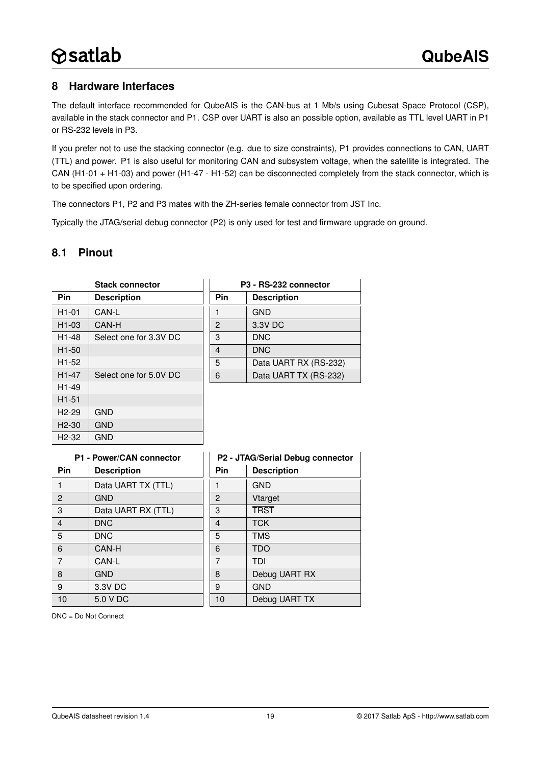## 8 Hardware Interfaces

The default interface recommended for QubeAIS is the CAN-bus at 1 Mb/s using Cubesat Space Protocol (CSP), available in the stack connector and P1. CSP over UART is also an possible option, available as TTL level UART in P1 or RS-232 levels in P3.

If you prefer not to use the stacking connector (e.g. due to size constraints), P1 provides connections to CAN, UART (TTL) and power. P1 is also useful for monitoring CAN and subsystem voltage, when the satellite is integrated. The CAN (H1-01 + H1-03) and power (H1-47 - H1-52) can be disconnected completely from the stack connector, which is to be specified upon ordering.

The connectors P1, P2 and P3 mates with the ZH-series female connector from JST Inc.

Typically the JTAG/serial debug connector (P2) is only used for test and firmware upgrade on ground.

### 8.1 Pinout

**Stack connector**

| Pin | Description |
|---|---|
| H1-01 | CAN-L |
| H1-03 | CAN-H |
| H1-48 | Select one for 3.3V DC |
| H1-50 | |
| H1-52 | |
| H1-47 | Select one for 5.0V DC |
| H1-49 | |
| H1-51 | |
| H2-29 | GND |
| H2-30 | GND |
| H2-32 | GND |

**P3 - RS-232 connector**

| Pin | Description |
|---|---|
| 1 | GND |
| 2 | 3.3V DC |
| 3 | DNC |
| 4 | DNC |
| 5 | Data UART RX (RS-232) |
| 6 | Data UART TX (RS-232) |

**P1 - Power/CAN connector**

| Pin | Description |
|---|---|
| 1 | Data UART TX (TTL) |
| 2 | GND |
| 3 | Data UART RX (TTL) |
| 4 | DNC |
| 5 | DNC |
| 6 | CAN-H |
| 7 | CAN-L |
| 8 | GND |
| 9 | 3.3V DC |
| 10 | 5.0 V DC |

**P2 - JTAG/Serial Debug connector**

| Pin | Description |
|---|---|
| 1 | GND |
| 2 | Vtarget |
| 3 | $\overline{\text{TRST}}$ |
| 4 | TCK |
| 5 | TMS |
| 6 | TDO |
| 7 | TDI |
| 8 | Debug UART RX |
| 9 | GND |
| 10 | Debug UART TX |

DNC = Do Not Connect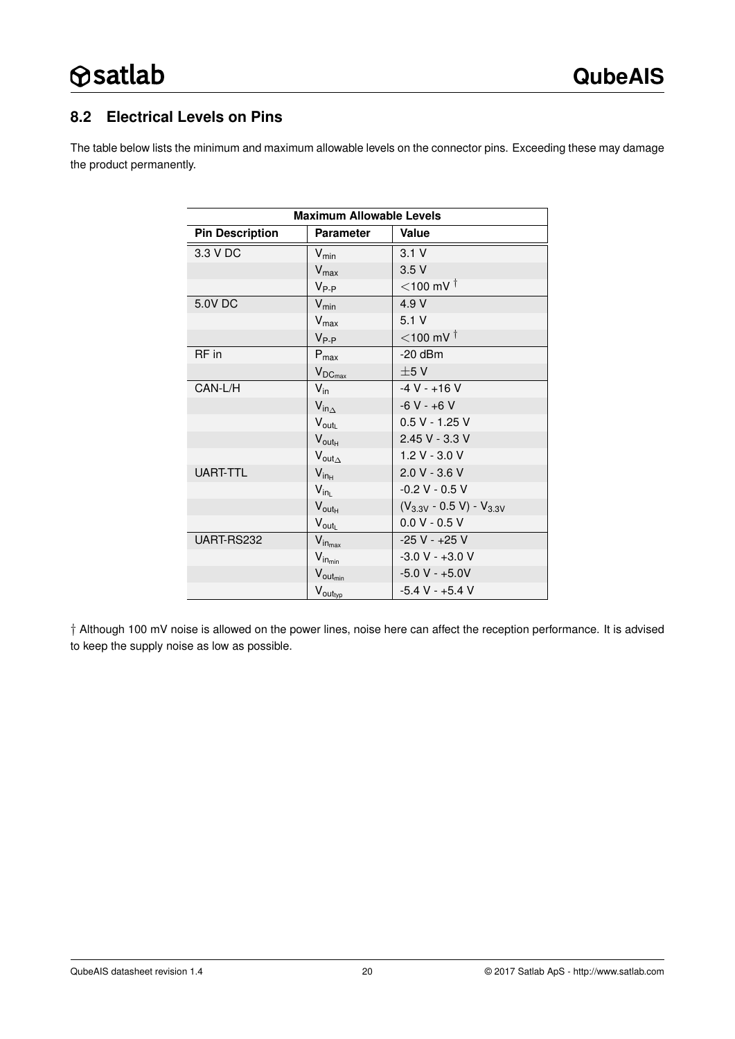## 8.2 Electrical Levels on Pins

The table below lists the minimum and maximum allowable levels on the connector pins. Exceeding these may damage the product permanently.

| **Maximum Allowable Levels** | | |
|---|---|---|
| **Pin Description** | **Parameter** | **Value** |
| 3.3 V DC | $V_{min}$ | 3.1 V |
| | $V_{max}$ | 3.5 V |
| | $V_{P\text{-}P}$ | <100 mV † |
| 5.0V DC | $V_{min}$ | 4.9 V |
| | $V_{max}$ | 5.1 V |
| | $V_{P\text{-}P}$ | <100 mV † |
| RF in | $P_{max}$ | -20 dBm |
| | $V_{DC_{max}}$ | ±5 V |
| CAN-L/H | $V_{in}$ | -4 V - +16 V |
| | $V_{in_{\Delta}}$ | -6 V - +6 V |
| | $V_{out_{L}}$ | 0.5 V - 1.25 V |
| | $V_{out_{H}}$ | 2.45 V - 3.3 V |
| | $V_{out_{\Delta}}$ | 1.2 V - 3.0 V |
| UART-TTL | $V_{in_{H}}$ | 2.0 V - 3.6 V |
| | $V_{in_{L}}$ | -0.2 V - 0.5 V |
| | $V_{out_{H}}$ | ($V_{3.3V}$ - 0.5 V) - $V_{3.3V}$ |
| | $V_{out_{L}}$ | 0.0 V - 0.5 V |
| UART-RS232 | $V_{in_{max}}$ | -25 V - +25 V |
| | $V_{in_{min}}$ | -3.0 V - +3.0 V |
| | $V_{out_{min}}$ | -5.0 V - +5.0V |
| | $V_{out_{typ}}$ | -5.4 V - +5.4 V |

† Although 100 mV noise is allowed on the power lines, noise here can affect the reception performance. It is advised to keep the supply noise as low as possible.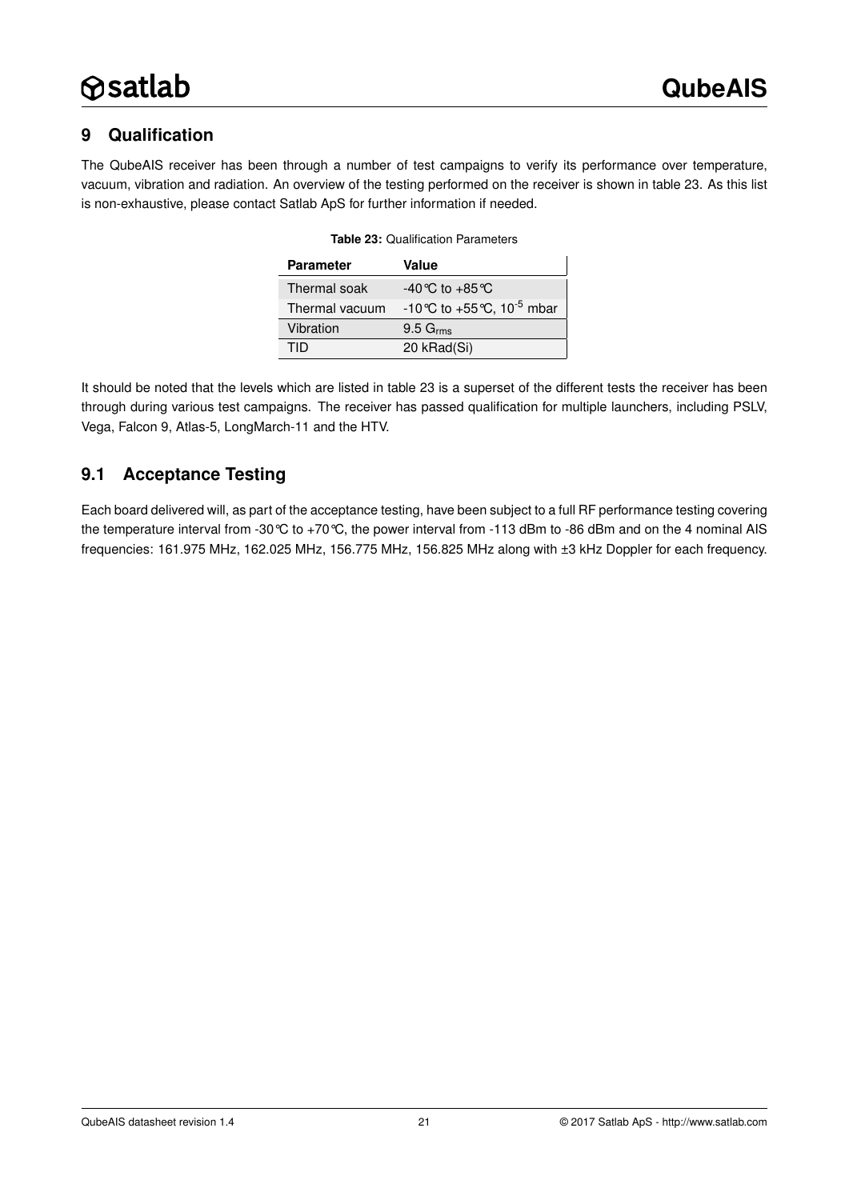# 9 Qualification

The QubeAIS receiver has been through a number of test campaigns to verify its performance over temperature, vacuum, vibration and radiation. An overview of the testing performed on the receiver is shown in table 23. As this list is non-exhaustive, please contact Satlab ApS for further information if needed.

**Table 23:** Qualification Parameters

| Parameter | Value |
|---|---|
| Thermal soak | -40 °C to +85 °C |
| Thermal vacuum | -10 °C to +55 °C, $10^{-5}$ mbar |
| Vibration | 9.5 $G_{rms}$ |
| TID | 20 kRad(Si) |

It should be noted that the levels which are listed in table 23 is a superset of the different tests the receiver has been through during various test campaigns. The receiver has passed qualification for multiple launchers, including PSLV, Vega, Falcon 9, Atlas-5, LongMarch-11 and the HTV.

## 9.1 Acceptance Testing

Each board delivered will, as part of the acceptance testing, have been subject to a full RF performance testing covering the temperature interval from -30 °C to +70 °C, the power interval from -113 dBm to -86 dBm and on the 4 nominal AIS frequencies: 161.975 MHz, 162.025 MHz, 156.775 MHz, 156.825 MHz along with ±3 kHz Doppler for each frequency.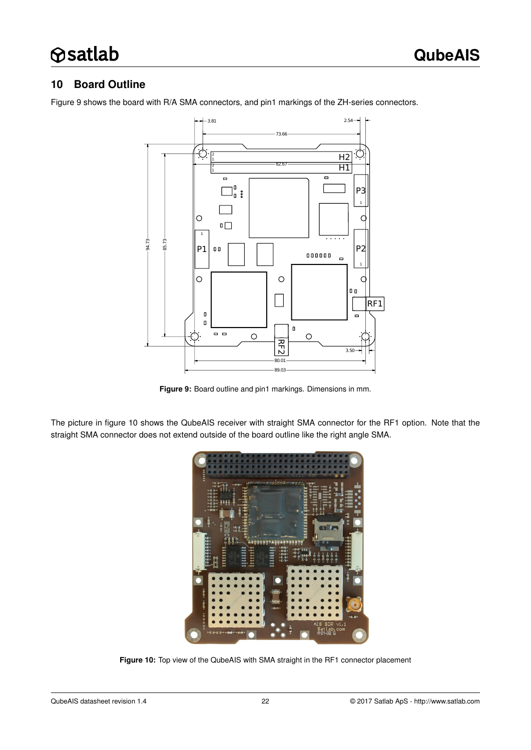## 10 Board Outline

Figure 9 shows the board with R/A SMA connectors, and pin1 markings of the ZH-series connectors.

**Figure 9:** Board outline and pin1 markings. Dimensions in mm.

The picture in figure 10 shows the QubeAIS receiver with straight SMA connector for the RF1 option. Note that the straight SMA connector does not extend outside of the board outline like the right angle SMA.

**Figure 10:** Top view of the QubeAIS with SMA straight in the RF1 connector placement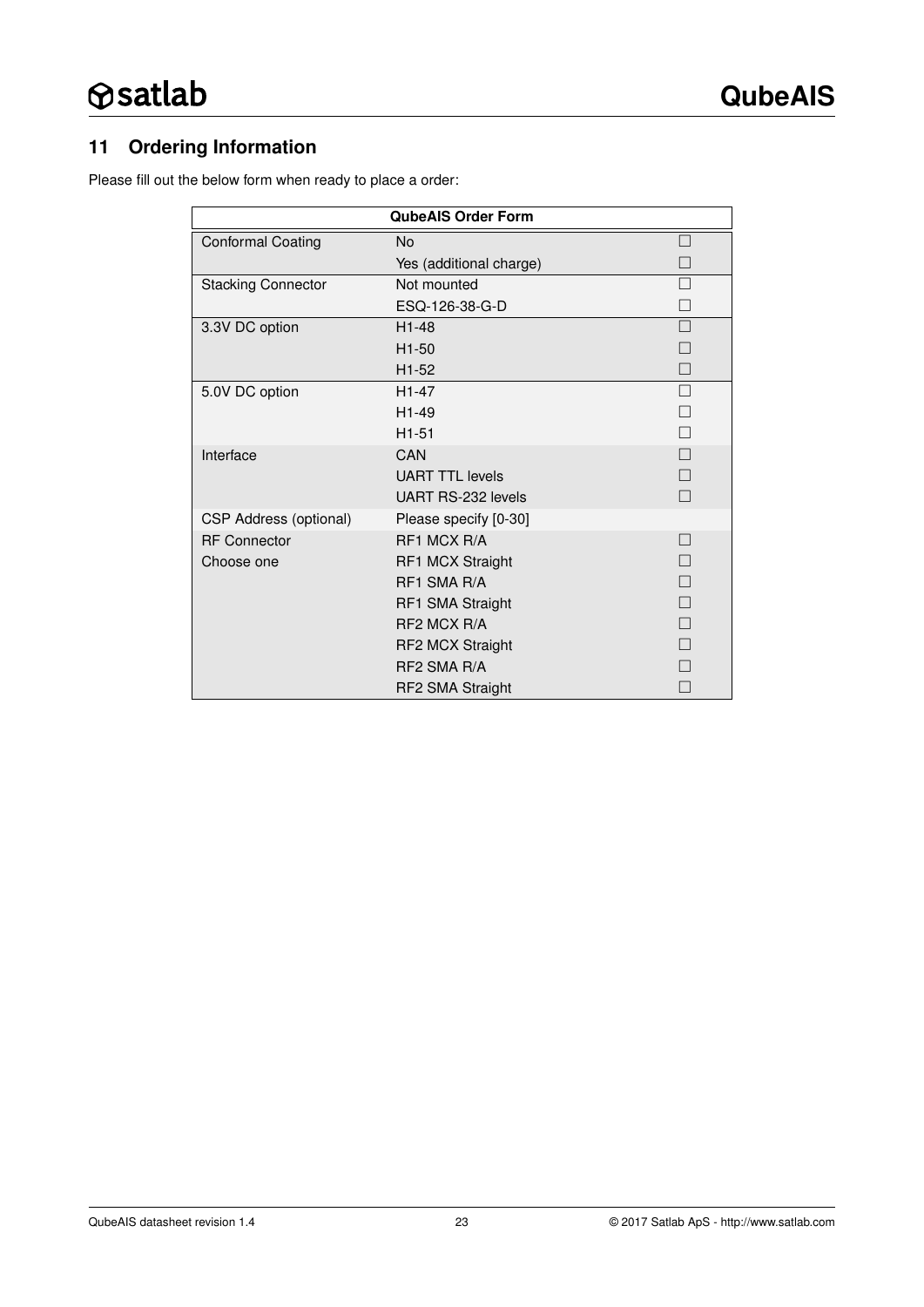## 11 Ordering Information

Please fill out the below form when ready to place a order:

| QubeAIS Order Form | | |
|---|---|---|
| Conformal Coating | No | ☐ |
| | Yes (additional charge) | ☐ |
| Stacking Connector | Not mounted | ☐ |
| | ESQ-126-38-G-D | ☐ |
| 3.3V DC option | H1-48 | ☐ |
| | H1-50 | ☐ |
| | H1-52 | ☐ |
| 5.0V DC option | H1-47 | ☐ |
| | H1-49 | ☐ |
| | H1-51 | ☐ |
| Interface | CAN | ☐ |
| | UART TTL levels | ☐ |
| | UART RS-232 levels | ☐ |
| CSP Address (optional) | Please specify [0-30] | |
| RF Connector | RF1 MCX R/A | ☐ |
| Choose one | RF1 MCX Straight | ☐ |
| | RF1 SMA R/A | ☐ |
| | RF1 SMA Straight | ☐ |
| | RF2 MCX R/A | ☐ |
| | RF2 MCX Straight | ☐ |
| | RF2 SMA R/A | ☐ |
| | RF2 SMA Straight | ☐ |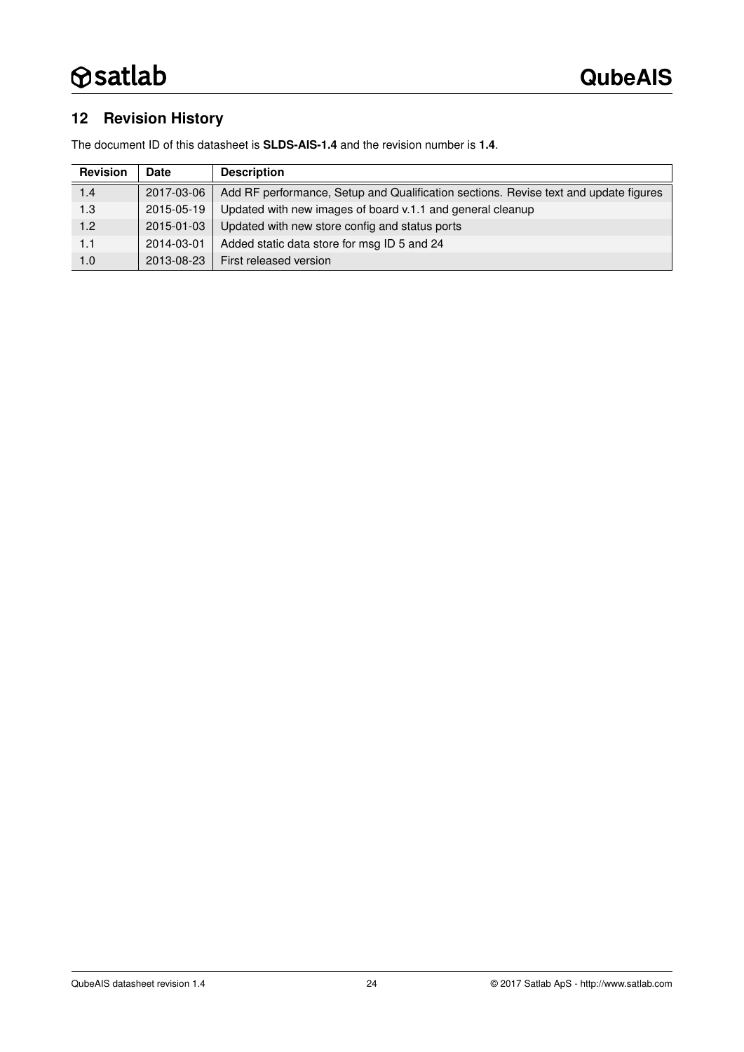## 12 Revision History

The document ID of this datasheet is **SLDS-AIS-1.4** and the revision number is **1.4**.

| Revision | Date | Description |
|---|---|---|
| 1.4 | 2017-03-06 | Add RF performance, Setup and Qualification sections. Revise text and update figures |
| 1.3 | 2015-05-19 | Updated with new images of board v.1.1 and general cleanup |
| 1.2 | 2015-01-03 | Updated with new store config and status ports |
| 1.1 | 2014-03-01 | Added static data store for msg ID 5 and 24 |
| 1.0 | 2013-08-23 | First released version |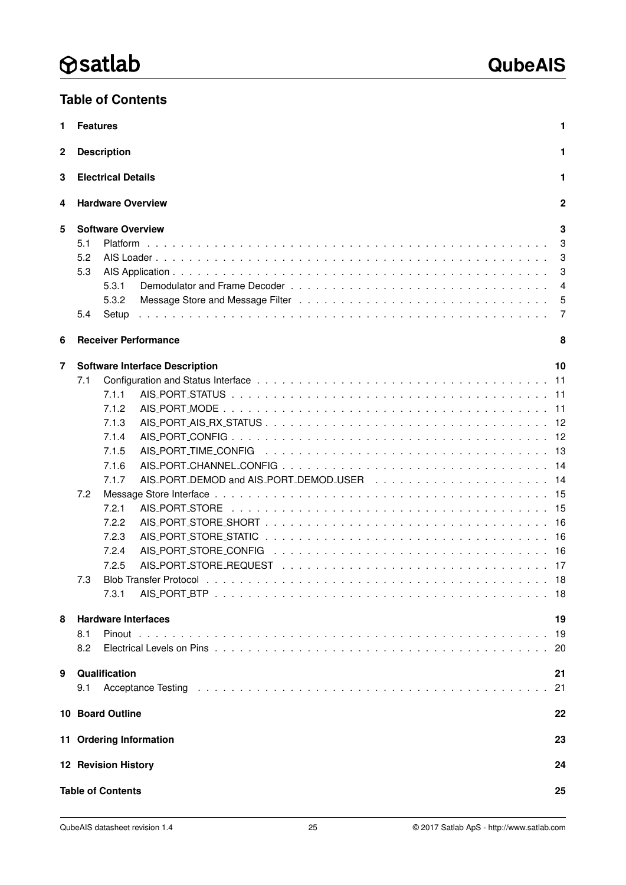## Table of Contents

1 Features 1

2 Description 1

3 Electrical Details 1

4 Hardware Overview 2

5 Software Overview 3
- 5.1 Platform 3
- 5.2 AIS Loader 3
- 5.3 AIS Application 3
  - 5.3.1 Demodulator and Frame Decoder 4
  - 5.3.2 Message Store and Message Filter 5
- 5.4 Setup 7

6 Receiver Performance 8

7 Software Interface Description 10
- 7.1 Configuration and Status Interface 11
  - 7.1.1 AIS_PORT_STATUS 11
  - 7.1.2 AIS_PORT_MODE 11
  - 7.1.3 AIS_PORT_AIS_RX_STATUS 12
  - 7.1.4 AIS_PORT_CONFIG 12
  - 7.1.5 AIS_PORT_TIME_CONFIG 13
  - 7.1.6 AIS_PORT_CHANNEL_CONFIG 14
  - 7.1.7 AIS_PORT_DEMOD and AIS_PORT_DEMOD_USER 14
- 7.2 Message Store Interface 15
  - 7.2.1 AIS_PORT_STORE 15
  - 7.2.2 AIS_PORT_STORE_SHORT 16
  - 7.2.3 AIS_PORT_STORE_STATIC 16
  - 7.2.4 AIS_PORT_STORE_CONFIG 16
  - 7.2.5 AIS_PORT_STORE_REQUEST 17
- 7.3 Blob Transfer Protocol 18
  - 7.3.1 AIS_PORT_BTP 18

8 Hardware Interfaces 19
- 8.1 Pinout 19
- 8.2 Electrical Levels on Pins 20

9 Qualification 21
- 9.1 Acceptance Testing 21

10 Board Outline 22

11 Ordering Information 23

12 Revision History 24

Table of Contents 25